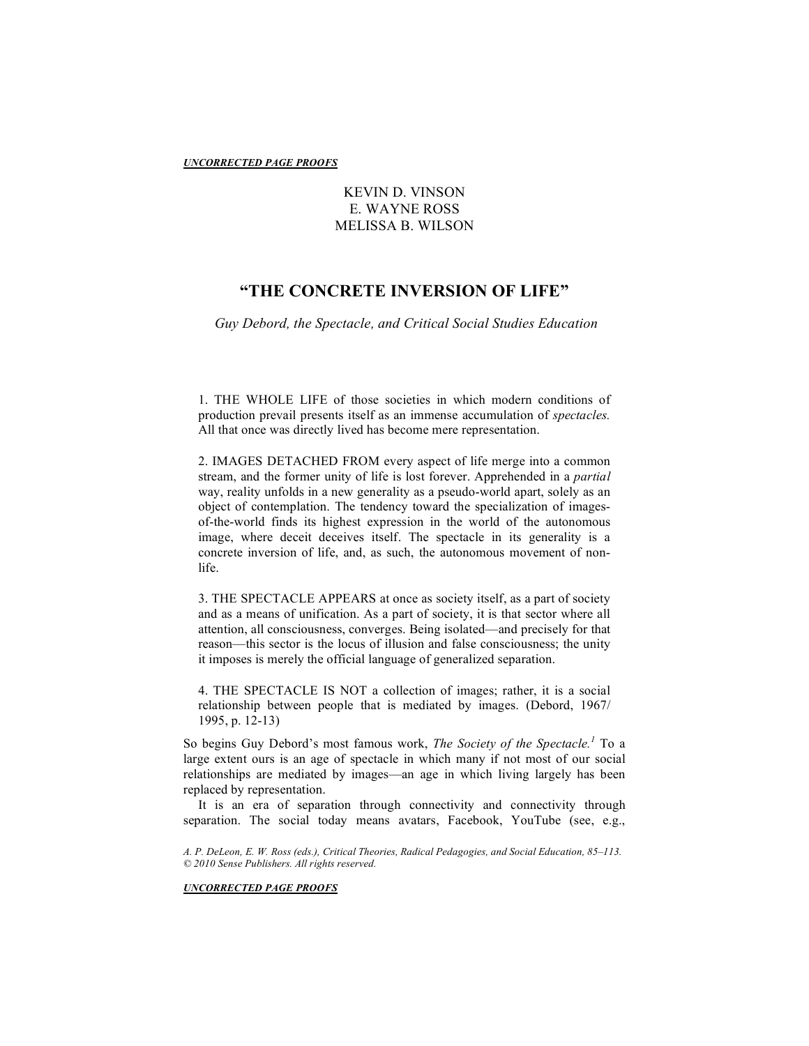KEVIN D. VINSON
E. WAYNE ROSS
MELISSA B. WILSON

# "THE CONCRETE INVERSION OF LIFE"

*Guy Debord, the Spectacle, and Critical Social Studies Education*

> 1. THE WHOLE LIFE of those societies in which modern conditions of production prevail presents itself as an immense accumulation of *spectacles.* All that once was directly lived has become mere representation.
>
> 2. IMAGES DETACHED FROM every aspect of life merge into a common stream, and the former unity of life is lost forever. Apprehended in a *partial* way, reality unfolds in a new generality as a pseudo-world apart, solely as an object of contemplation. The tendency toward the specialization of images-of-the-world finds its highest expression in the world of the autonomous image, where deceit deceives itself. The spectacle in its generality is a concrete inversion of life, and, as such, the autonomous movement of non-life.
>
> 3. THE SPECTACLE APPEARS at once as society itself, as a part of society and as a means of unification. As a part of society, it is that sector where all attention, all consciousness, converges. Being isolated—and precisely for that reason—this sector is the locus of illusion and false consciousness; the unity it imposes is merely the official language of generalized separation.
>
> 4. THE SPECTACLE IS NOT a collection of images; rather, it is a social relationship between people that is mediated by images. (Debord, 1967/ 1995, p. 12-13)

So begins Guy Debord's most famous work, *The Society of the Spectacle.*[1] To a large extent ours is an age of spectacle in which many if not most of our social relationships are mediated by images—an age in which living largely has been replaced by representation.

It is an era of separation through connectivity and connectivity through separation. The social today means avatars, Facebook, YouTube (see, e.g.,

*A. P. DeLeon, E. W. Ross (eds.), Critical Theories, Radical Pedagogies, and Social Education, 85–113.*
*© 2010 Sense Publishers. All rights reserved.*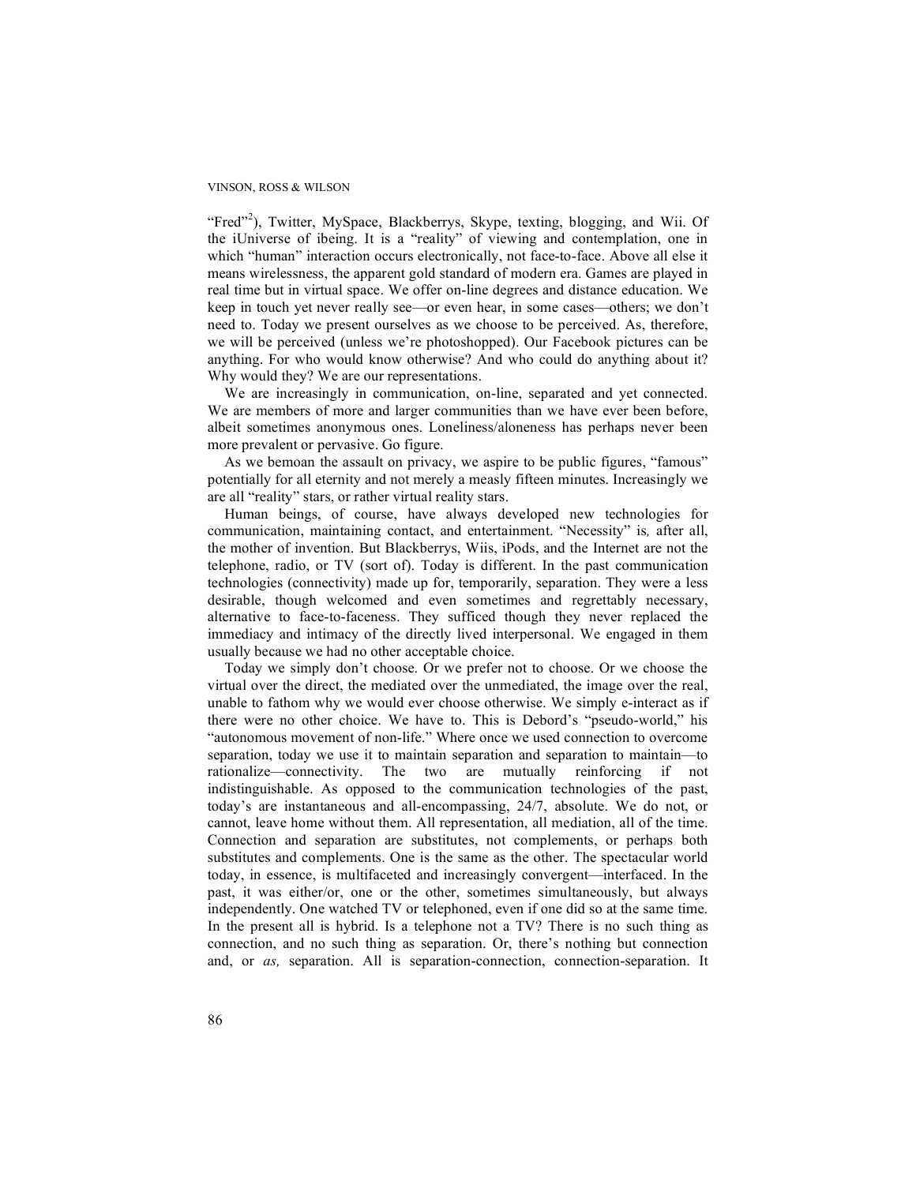"Fred"[2]), Twitter, MySpace, Blackberrys, Skype, texting, blogging, and Wii. Of the iUniverse of ibeing. It is a "reality" of viewing and contemplation, one in which "human" interaction occurs electronically, not face-to-face. Above all else it means wirelessness, the apparent gold standard of modern era. Games are played in real time but in virtual space. We offer on-line degrees and distance education. We keep in touch yet never really see—or even hear, in some cases—others; we don't need to. Today we present ourselves as we choose to be perceived. As, therefore, we will be perceived (unless we're photoshopped). Our Facebook pictures can be anything. For who would know otherwise? And who could do anything about it? Why would they? We are our representations.

We are increasingly in communication, on-line, separated and yet connected. We are members of more and larger communities than we have ever been before, albeit sometimes anonymous ones. Loneliness/aloneness has perhaps never been more prevalent or pervasive. Go figure.

As we bemoan the assault on privacy, we aspire to be public figures, "famous" potentially for all eternity and not merely a measly fifteen minutes. Increasingly we are all "reality" stars, or rather virtual reality stars.

Human beings, of course, have always developed new technologies for communication, maintaining contact, and entertainment. "Necessity" is*,* after all, the mother of invention. But Blackberrys, Wiis, iPods, and the Internet are not the telephone, radio, or TV (sort of). Today is different. In the past communication technologies (connectivity) made up for, temporarily, separation. They were a less desirable, though welcomed and even sometimes and regrettably necessary, alternative to face-to-faceness. They sufficed though they never replaced the immediacy and intimacy of the directly lived interpersonal. We engaged in them usually because we had no other acceptable choice.

Today we simply don't choose. Or we prefer not to choose. Or we choose the virtual over the direct, the mediated over the unmediated, the image over the real, unable to fathom why we would ever choose otherwise. We simply e-interact as if there were no other choice. We have to. This is Debord's "pseudo-world," his "autonomous movement of non-life." Where once we used connection to overcome separation, today we use it to maintain separation and separation to maintain—to rationalize—connectivity. The two are mutually reinforcing if not indistinguishable. As opposed to the communication technologies of the past, today's are instantaneous and all-encompassing, 24/7, absolute. We do not, or cannot, leave home without them. All representation, all mediation, all of the time. Connection and separation are substitutes, not complements, or perhaps both substitutes and complements. One is the same as the other. The spectacular world today, in essence, is multifaceted and increasingly convergent—interfaced. In the past, it was either/or, one or the other, sometimes simultaneously, but always independently. One watched TV or telephoned, even if one did so at the same time. In the present all is hybrid. Is a telephone not a TV? There is no such thing as connection, and no such thing as separation. Or, there's nothing but connection and, or *as,* separation. All is separation-connection, connection-separation. It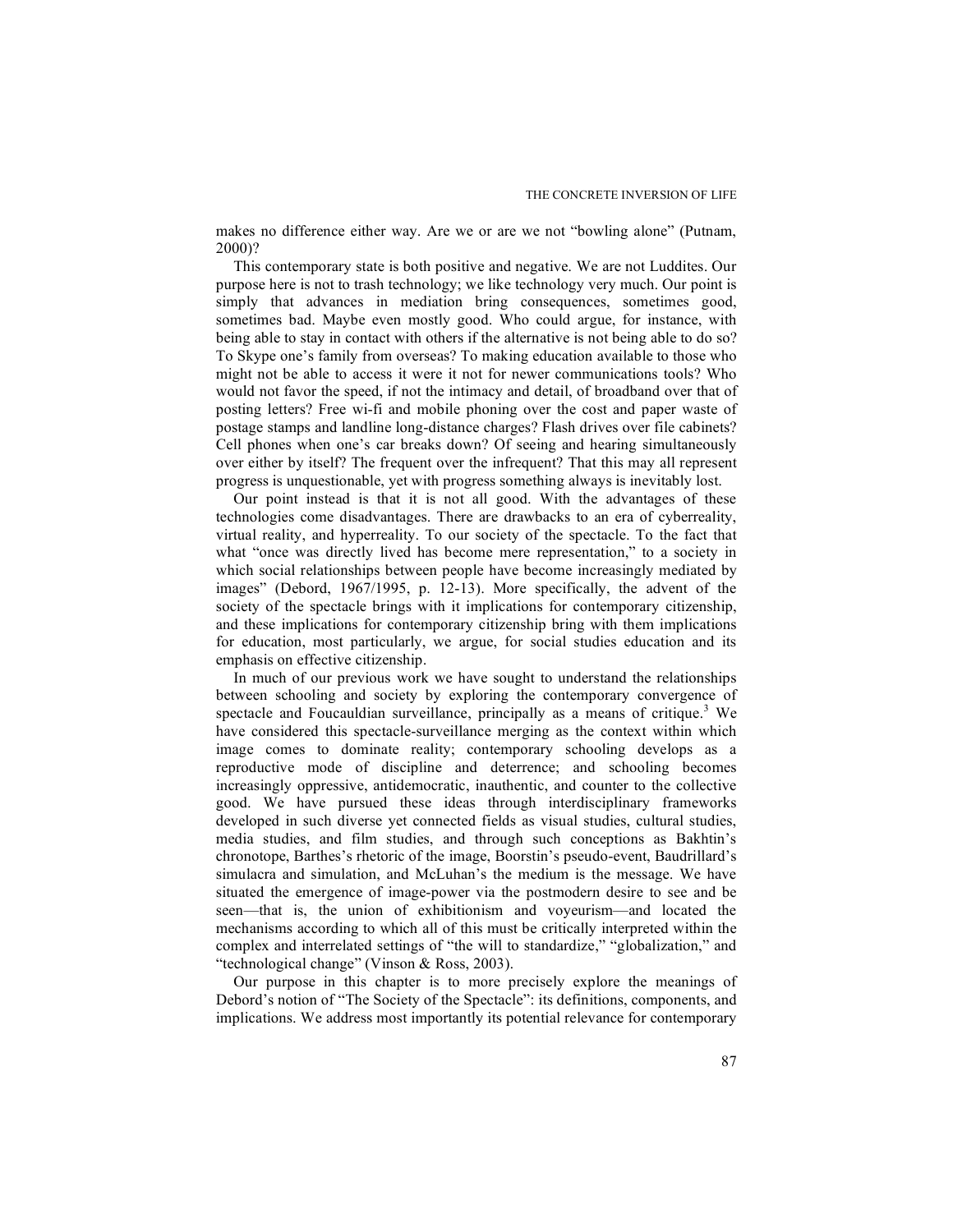makes no difference either way. Are we or are we not "bowling alone" (Putnam, 2000)?

This contemporary state is both positive and negative. We are not Luddites. Our purpose here is not to trash technology; we like technology very much. Our point is simply that advances in mediation bring consequences, sometimes good, sometimes bad. Maybe even mostly good. Who could argue, for instance, with being able to stay in contact with others if the alternative is not being able to do so? To Skype one's family from overseas? To making education available to those who might not be able to access it were it not for newer communications tools? Who would not favor the speed, if not the intimacy and detail, of broadband over that of posting letters? Free wi-fi and mobile phoning over the cost and paper waste of postage stamps and landline long-distance charges? Flash drives over file cabinets? Cell phones when one's car breaks down? Of seeing and hearing simultaneously over either by itself? The frequent over the infrequent? That this may all represent progress is unquestionable, yet with progress something always is inevitably lost.

Our point instead is that it is not all good. With the advantages of these technologies come disadvantages. There are drawbacks to an era of cyberreality, virtual reality, and hyperreality. To our society of the spectacle. To the fact that what "once was directly lived has become mere representation," to a society in which social relationships between people have become increasingly mediated by images" (Debord, 1967/1995, p. 12-13). More specifically, the advent of the society of the spectacle brings with it implications for contemporary citizenship, and these implications for contemporary citizenship bring with them implications for education, most particularly, we argue, for social studies education and its emphasis on effective citizenship.

In much of our previous work we have sought to understand the relationships between schooling and society by exploring the contemporary convergence of spectacle and Foucauldian surveillance, principally as a means of critique.[3] We have considered this spectacle-surveillance merging as the context within which image comes to dominate reality; contemporary schooling develops as a reproductive mode of discipline and deterrence; and schooling becomes increasingly oppressive, antidemocratic, inauthentic, and counter to the collective good. We have pursued these ideas through interdisciplinary frameworks developed in such diverse yet connected fields as visual studies, cultural studies, media studies, and film studies, and through such conceptions as Bakhtin's chronotope, Barthes's rhetoric of the image, Boorstin's pseudo-event, Baudrillard's simulacra and simulation, and McLuhan's the medium is the message. We have situated the emergence of image-power via the postmodern desire to see and be seen—that is, the union of exhibitionism and voyeurism—and located the mechanisms according to which all of this must be critically interpreted within the complex and interrelated settings of "the will to standardize," "globalization," and "technological change" (Vinson & Ross, 2003).

Our purpose in this chapter is to more precisely explore the meanings of Debord's notion of "The Society of the Spectacle": its definitions, components, and implications. We address most importantly its potential relevance for contemporary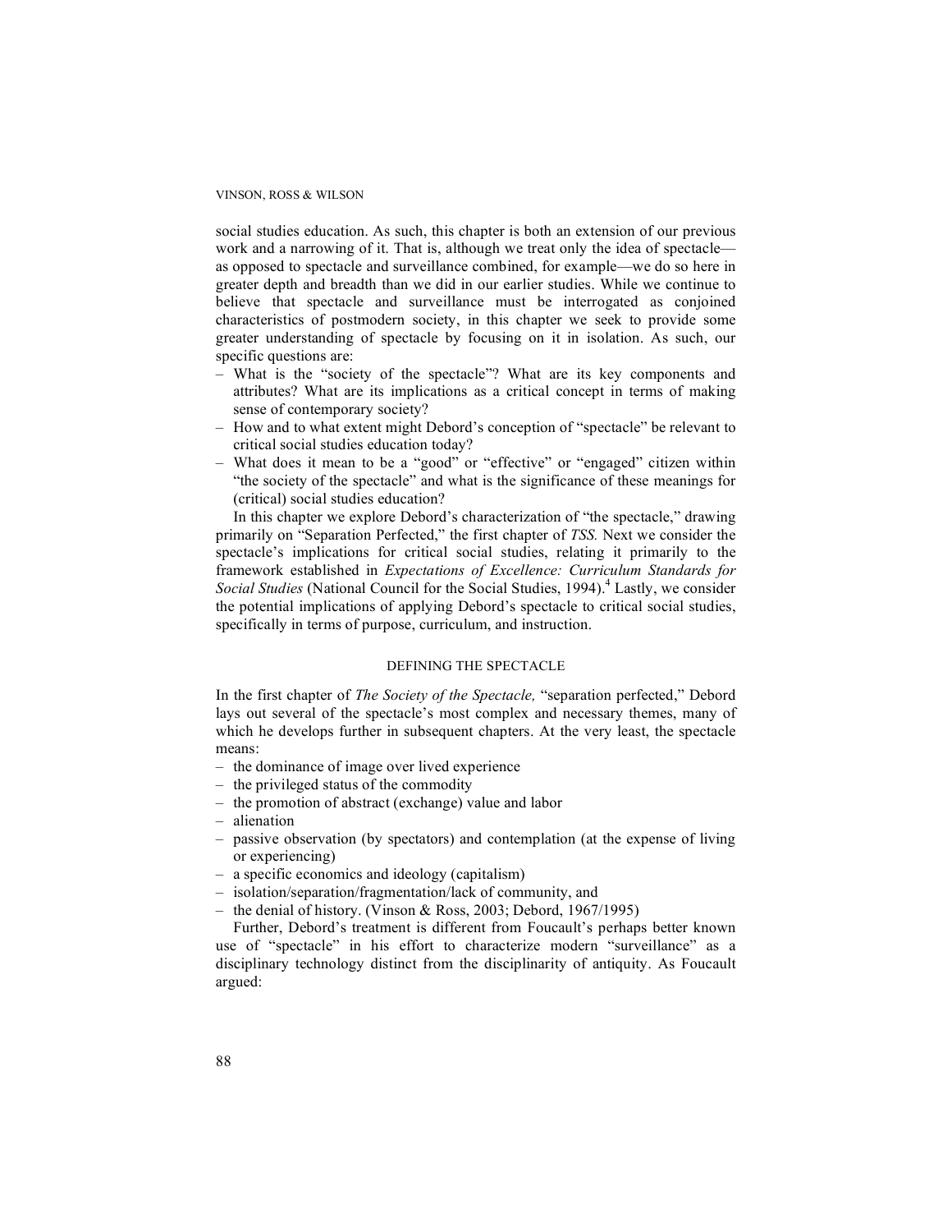social studies education. As such, this chapter is both an extension of our previous work and a narrowing of it. That is, although we treat only the idea of spectacle—as opposed to spectacle and surveillance combined, for example—we do so here in greater depth and breadth than we did in our earlier studies. While we continue to believe that spectacle and surveillance must be interrogated as conjoined characteristics of postmodern society, in this chapter we seek to provide some greater understanding of spectacle by focusing on it in isolation. As such, our specific questions are:

– What is the "society of the spectacle"? What are its key components and attributes? What are its implications as a critical concept in terms of making sense of contemporary society?
– How and to what extent might Debord's conception of "spectacle" be relevant to critical social studies education today?
– What does it mean to be a "good" or "effective" or "engaged" citizen within "the society of the spectacle" and what is the significance of these meanings for (critical) social studies education?

In this chapter we explore Debord's characterization of "the spectacle," drawing primarily on "Separation Perfected," the first chapter of *TSS.* Next we consider the spectacle's implications for critical social studies, relating it primarily to the framework established in *Expectations of Excellence: Curriculum Standards for Social Studies* (National Council for the Social Studies, 1994).[4] Lastly, we consider the potential implications of applying Debord's spectacle to critical social studies, specifically in terms of purpose, curriculum, and instruction.

## DEFINING THE SPECTACLE

In the first chapter of *The Society of the Spectacle,* "separation perfected," Debord lays out several of the spectacle's most complex and necessary themes, many of which he develops further in subsequent chapters. At the very least, the spectacle means:

– the dominance of image over lived experience
– the privileged status of the commodity
– the promotion of abstract (exchange) value and labor
– alienation
– passive observation (by spectators) and contemplation (at the expense of living or experiencing)
– a specific economics and ideology (capitalism)
– isolation/separation/fragmentation/lack of community, and
– the denial of history. (Vinson & Ross, 2003; Debord, 1967/1995)

Further, Debord's treatment is different from Foucault's perhaps better known use of "spectacle" in his effort to characterize modern "surveillance" as a disciplinary technology distinct from the disciplinarity of antiquity. As Foucault argued: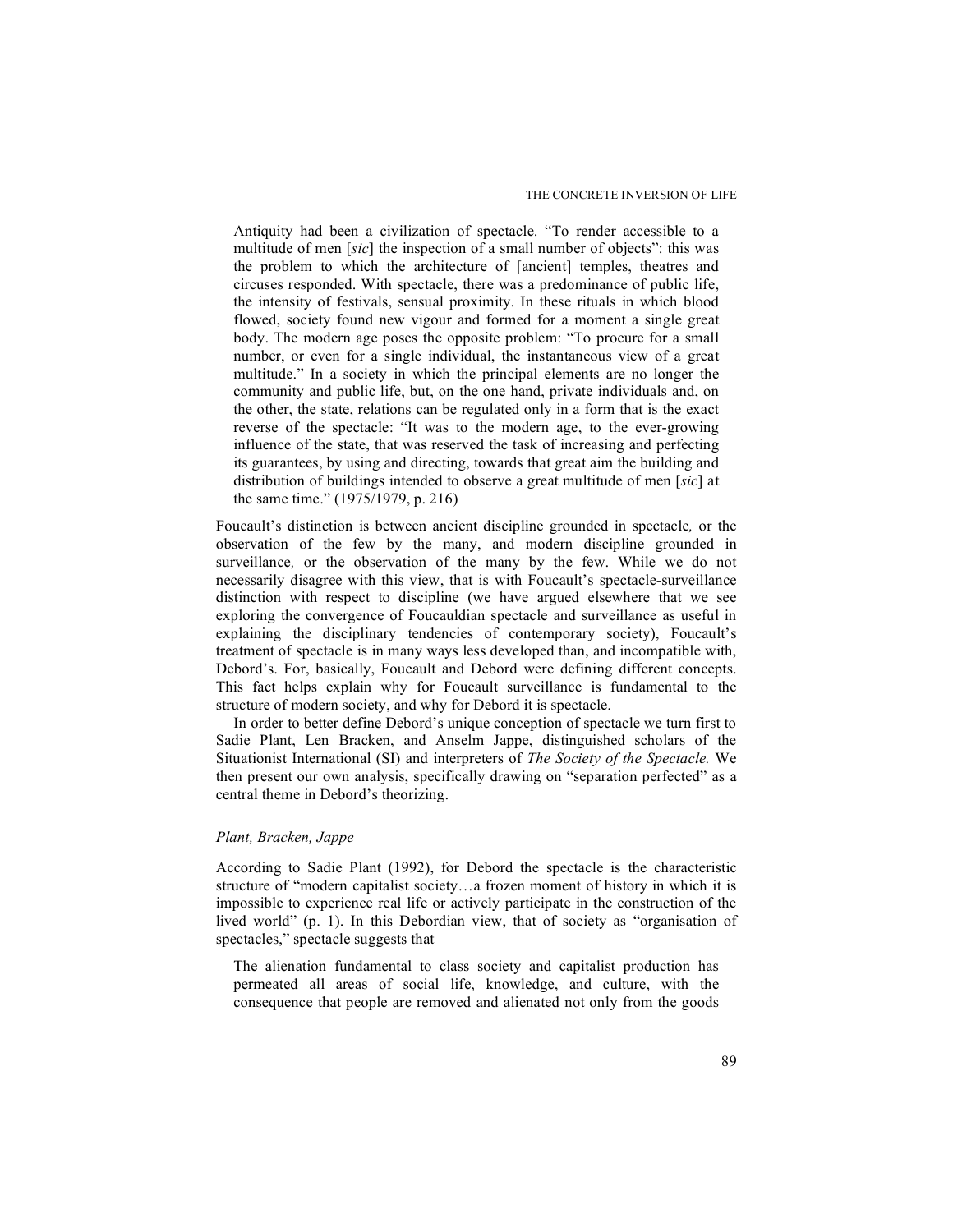> Antiquity had been a civilization of spectacle. “To render accessible to a multitude of men [*sic*] the inspection of a small number of objects”: this was the problem to which the architecture of [ancient] temples, theatres and circuses responded. With spectacle, there was a predominance of public life, the intensity of festivals, sensual proximity. In these rituals in which blood flowed, society found new vigour and formed for a moment a single great body. The modern age poses the opposite problem: “To procure for a small number, or even for a single individual, the instantaneous view of a great multitude.” In a society in which the principal elements are no longer the community and public life, but, on the one hand, private individuals and, on the other, the state, relations can be regulated only in a form that is the exact reverse of the spectacle: “It was to the modern age, to the ever-growing influence of the state, that was reserved the task of increasing and perfecting its guarantees, by using and directing, towards that great aim the building and distribution of buildings intended to observe a great multitude of men [*sic*] at the same time.” (1975/1979, p. 216)

Foucault’s distinction is between ancient discipline grounded in spectacle*,* or the observation of the few by the many, and modern discipline grounded in surveillance*,* or the observation of the many by the few. While we do not necessarily disagree with this view, that is with Foucault’s spectacle-surveillance distinction with respect to discipline (we have argued elsewhere that we see exploring the convergence of Foucauldian spectacle and surveillance as useful in explaining the disciplinary tendencies of contemporary society), Foucault’s treatment of spectacle is in many ways less developed than, and incompatible with, Debord’s. For, basically, Foucault and Debord were defining different concepts. This fact helps explain why for Foucault surveillance is fundamental to the structure of modern society, and why for Debord it is spectacle.

In order to better define Debord’s unique conception of spectacle we turn first to Sadie Plant, Len Bracken, and Anselm Jappe, distinguished scholars of the Situationist International (SI) and interpreters of *The Society of the Spectacle.* We then present our own analysis, specifically drawing on “separation perfected” as a central theme in Debord’s theorizing.

### *Plant, Bracken, Jappe*

According to Sadie Plant (1992), for Debord the spectacle is the characteristic structure of “modern capitalist society…a frozen moment of history in which it is impossible to experience real life or actively participate in the construction of the lived world” (p. 1). In this Debordian view, that of society as “organisation of spectacles,” spectacle suggests that

> The alienation fundamental to class society and capitalist production has permeated all areas of social life, knowledge, and culture, with the consequence that people are removed and alienated not only from the goods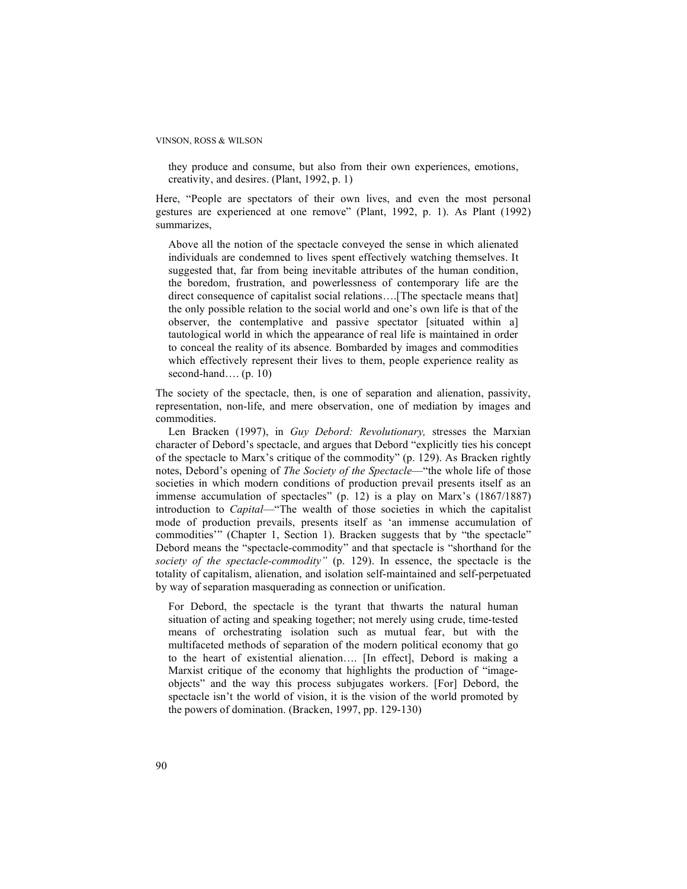> they produce and consume, but also from their own experiences, emotions, creativity, and desires. (Plant, 1992, p. 1)

Here, "People are spectators of their own lives, and even the most personal gestures are experienced at one remove" (Plant, 1992, p. 1). As Plant (1992) summarizes,

> Above all the notion of the spectacle conveyed the sense in which alienated individuals are condemned to lives spent effectively watching themselves. It suggested that, far from being inevitable attributes of the human condition, the boredom, frustration, and powerlessness of contemporary life are the direct consequence of capitalist social relations….[The spectacle means that] the only possible relation to the social world and one's own life is that of the observer, the contemplative and passive spectator [situated within a] tautological world in which the appearance of real life is maintained in order to conceal the reality of its absence. Bombarded by images and commodities which effectively represent their lives to them, people experience reality as second-hand…. (p. 10)

The society of the spectacle, then, is one of separation and alienation, passivity, representation, non-life, and mere observation, one of mediation by images and commodities.

Len Bracken (1997), in *Guy Debord: Revolutionary,* stresses the Marxian character of Debord's spectacle, and argues that Debord "explicitly ties his concept of the spectacle to Marx's critique of the commodity" (p. 129). As Bracken rightly notes, Debord's opening of *The Society of the Spectacle*—"the whole life of those societies in which modern conditions of production prevail presents itself as an immense accumulation of spectacles" (p. 12) is a play on Marx's (1867/1887) introduction to *Capital*—"The wealth of those societies in which the capitalist mode of production prevails, presents itself as 'an immense accumulation of commodities'" (Chapter 1, Section 1). Bracken suggests that by "the spectacle" Debord means the "spectacle-commodity" and that spectacle is "shorthand for the *society of the spectacle-commodity"* (p. 129). In essence, the spectacle is the totality of capitalism, alienation, and isolation self-maintained and self-perpetuated by way of separation masquerading as connection or unification.

> For Debord, the spectacle is the tyrant that thwarts the natural human situation of acting and speaking together; not merely using crude, time-tested means of orchestrating isolation such as mutual fear, but with the multifaceted methods of separation of the modern political economy that go to the heart of existential alienation…. [In effect], Debord is making a Marxist critique of the economy that highlights the production of "image-objects" and the way this process subjugates workers. [For] Debord, the spectacle isn't the world of vision, it is the vision of the world promoted by the powers of domination. (Bracken, 1997, pp. 129-130)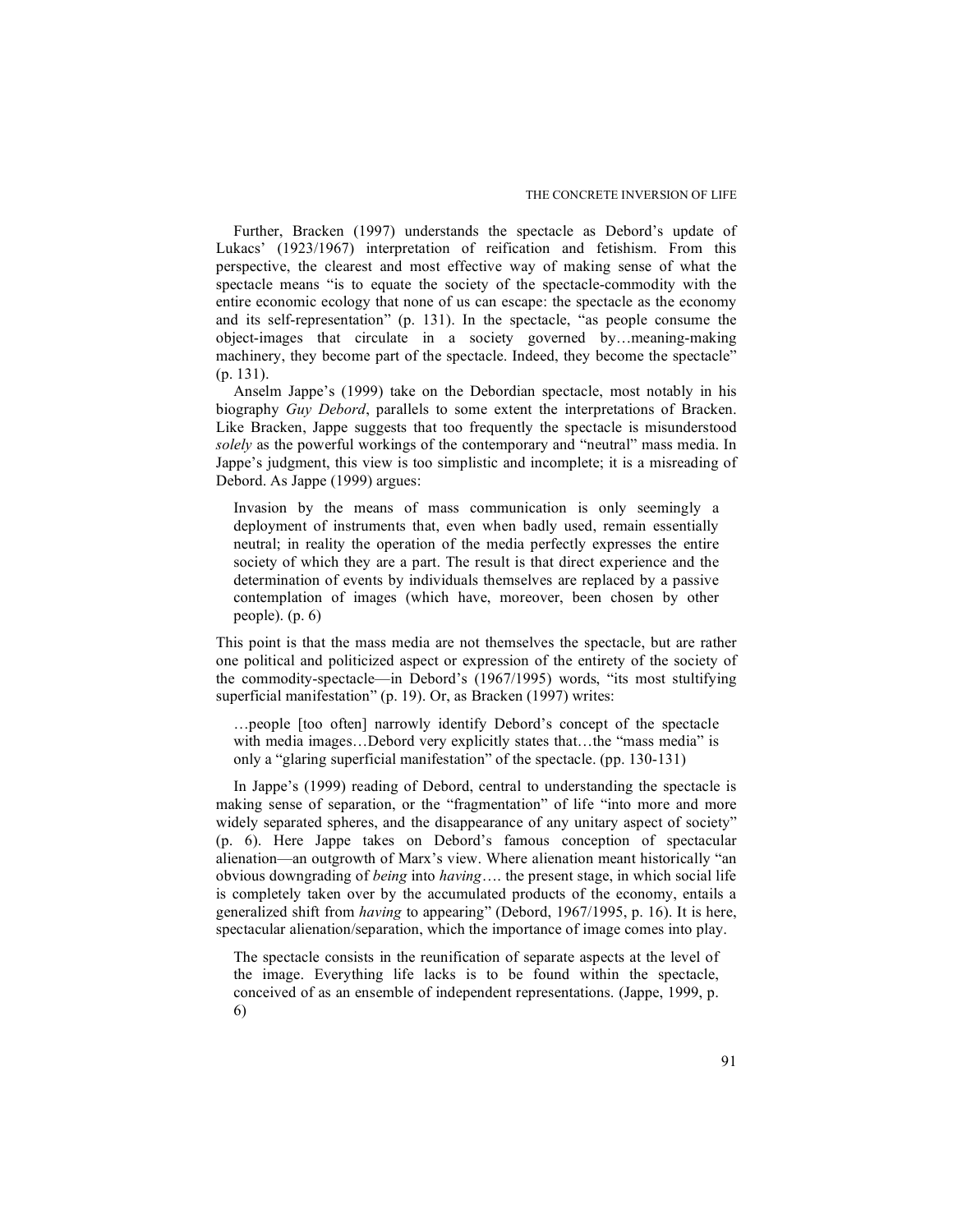Further, Bracken (1997) understands the spectacle as Debord's update of Lukacs' (1923/1967) interpretation of reification and fetishism. From this perspective, the clearest and most effective way of making sense of what the spectacle means "is to equate the society of the spectacle-commodity with the entire economic ecology that none of us can escape: the spectacle as the economy and its self-representation" (p. 131). In the spectacle, "as people consume the object-images that circulate in a society governed by…meaning-making machinery, they become part of the spectacle. Indeed, they become the spectacle" (p. 131).

Anselm Jappe's (1999) take on the Debordian spectacle, most notably in his biography *Guy Debord*, parallels to some extent the interpretations of Bracken. Like Bracken, Jappe suggests that too frequently the spectacle is misunderstood *solely* as the powerful workings of the contemporary and "neutral" mass media. In Jappe's judgment, this view is too simplistic and incomplete; it is a misreading of Debord. As Jappe (1999) argues:

> Invasion by the means of mass communication is only seemingly a deployment of instruments that, even when badly used, remain essentially neutral; in reality the operation of the media perfectly expresses the entire society of which they are a part. The result is that direct experience and the determination of events by individuals themselves are replaced by a passive contemplation of images (which have, moreover, been chosen by other people). (p. 6)

This point is that the mass media are not themselves the spectacle, but are rather one political and politicized aspect or expression of the entirety of the society of the commodity-spectacle—in Debord's (1967/1995) words, "its most stultifying superficial manifestation" (p. 19). Or, as Bracken (1997) writes:

> …people [too often] narrowly identify Debord's concept of the spectacle with media images…Debord very explicitly states that…the "mass media" is only a "glaring superficial manifestation" of the spectacle. (pp. 130-131)

In Jappe's (1999) reading of Debord, central to understanding the spectacle is making sense of separation, or the "fragmentation" of life "into more and more widely separated spheres, and the disappearance of any unitary aspect of society" (p. 6). Here Jappe takes on Debord's famous conception of spectacular alienation—an outgrowth of Marx's view. Where alienation meant historically "an obvious downgrading of *being* into *having*…. the present stage, in which social life is completely taken over by the accumulated products of the economy, entails a generalized shift from *having* to appearing" (Debord, 1967/1995, p. 16). It is here, spectacular alienation/separation, which the importance of image comes into play.

> The spectacle consists in the reunification of separate aspects at the level of the image. Everything life lacks is to be found within the spectacle, conceived of as an ensemble of independent representations. (Jappe, 1999, p. 6)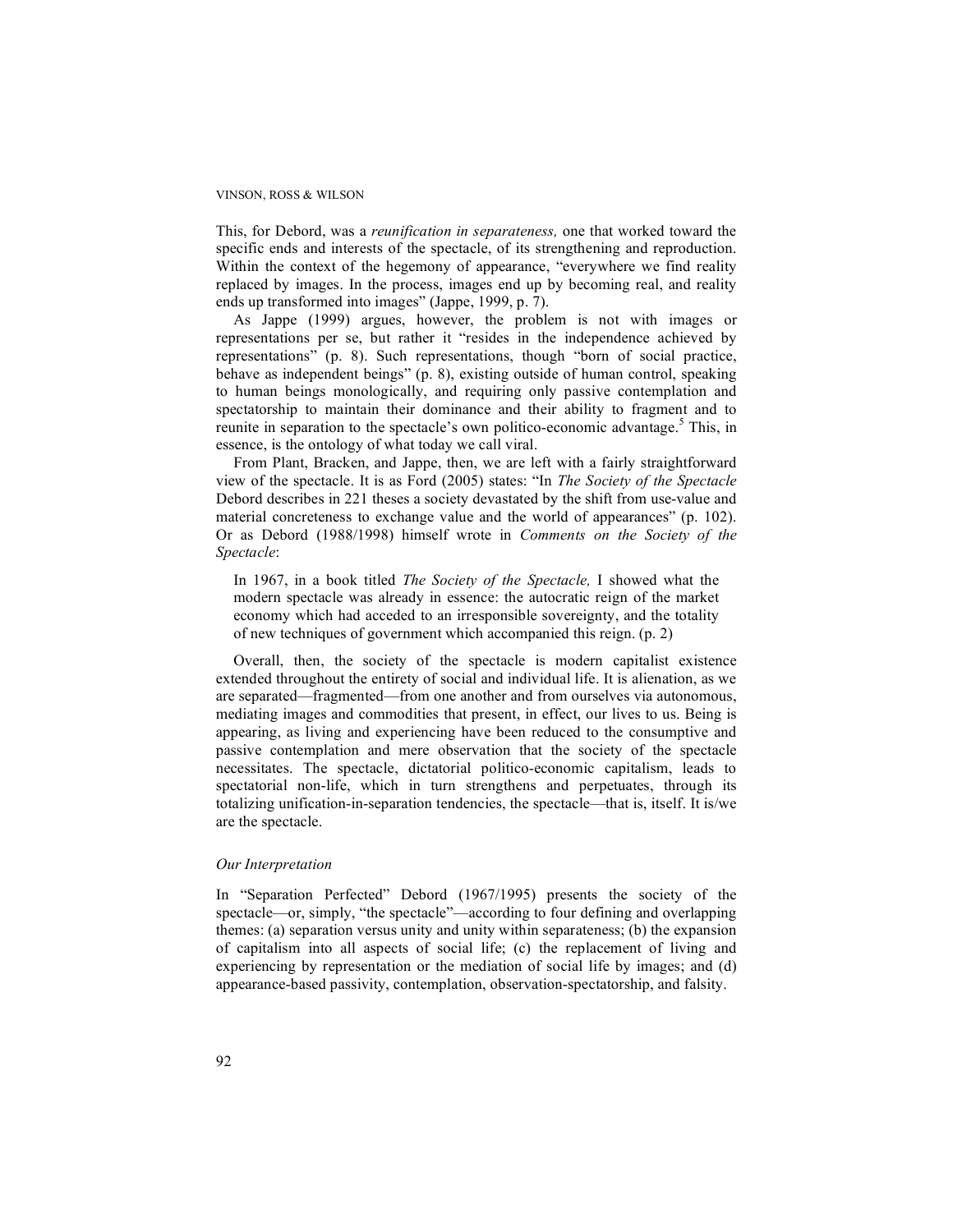This, for Debord, was a *reunification in separateness,* one that worked toward the specific ends and interests of the spectacle, of its strengthening and reproduction. Within the context of the hegemony of appearance, "everywhere we find reality replaced by images. In the process, images end up by becoming real, and reality ends up transformed into images" (Jappe, 1999, p. 7).

As Jappe (1999) argues, however, the problem is not with images or representations per se, but rather it "resides in the independence achieved by representations" (p. 8). Such representations, though "born of social practice, behave as independent beings" (p. 8), existing outside of human control, speaking to human beings monologically, and requiring only passive contemplation and spectatorship to maintain their dominance and their ability to fragment and to reunite in separation to the spectacle's own politico-economic advantage.[5] This, in essence, is the ontology of what today we call viral.

From Plant, Bracken, and Jappe, then, we are left with a fairly straightforward view of the spectacle. It is as Ford (2005) states: "In *The Society of the Spectacle* Debord describes in 221 theses a society devastated by the shift from use-value and material concreteness to exchange value and the world of appearances" (p. 102). Or as Debord (1988/1998) himself wrote in *Comments on the Society of the Spectacle*:

> In 1967, in a book titled *The Society of the Spectacle,* I showed what the modern spectacle was already in essence: the autocratic reign of the market economy which had acceded to an irresponsible sovereignty, and the totality of new techniques of government which accompanied this reign. (p. 2)

Overall, then, the society of the spectacle is modern capitalist existence extended throughout the entirety of social and individual life. It is alienation, as we are separated—fragmented—from one another and from ourselves via autonomous, mediating images and commodities that present, in effect, our lives to us. Being is appearing, as living and experiencing have been reduced to the consumptive and passive contemplation and mere observation that the society of the spectacle necessitates. The spectacle, dictatorial politico-economic capitalism, leads to spectatorial non-life, which in turn strengthens and perpetuates, through its totalizing unification-in-separation tendencies, the spectacle—that is, itself. It is/we are the spectacle.

### *Our Interpretation*

In "Separation Perfected" Debord (1967/1995) presents the society of the spectacle—or, simply, "the spectacle"—according to four defining and overlapping themes: (a) separation versus unity and unity within separateness; (b) the expansion of capitalism into all aspects of social life; (c) the replacement of living and experiencing by representation or the mediation of social life by images; and (d) appearance-based passivity, contemplation, observation-spectatorship, and falsity.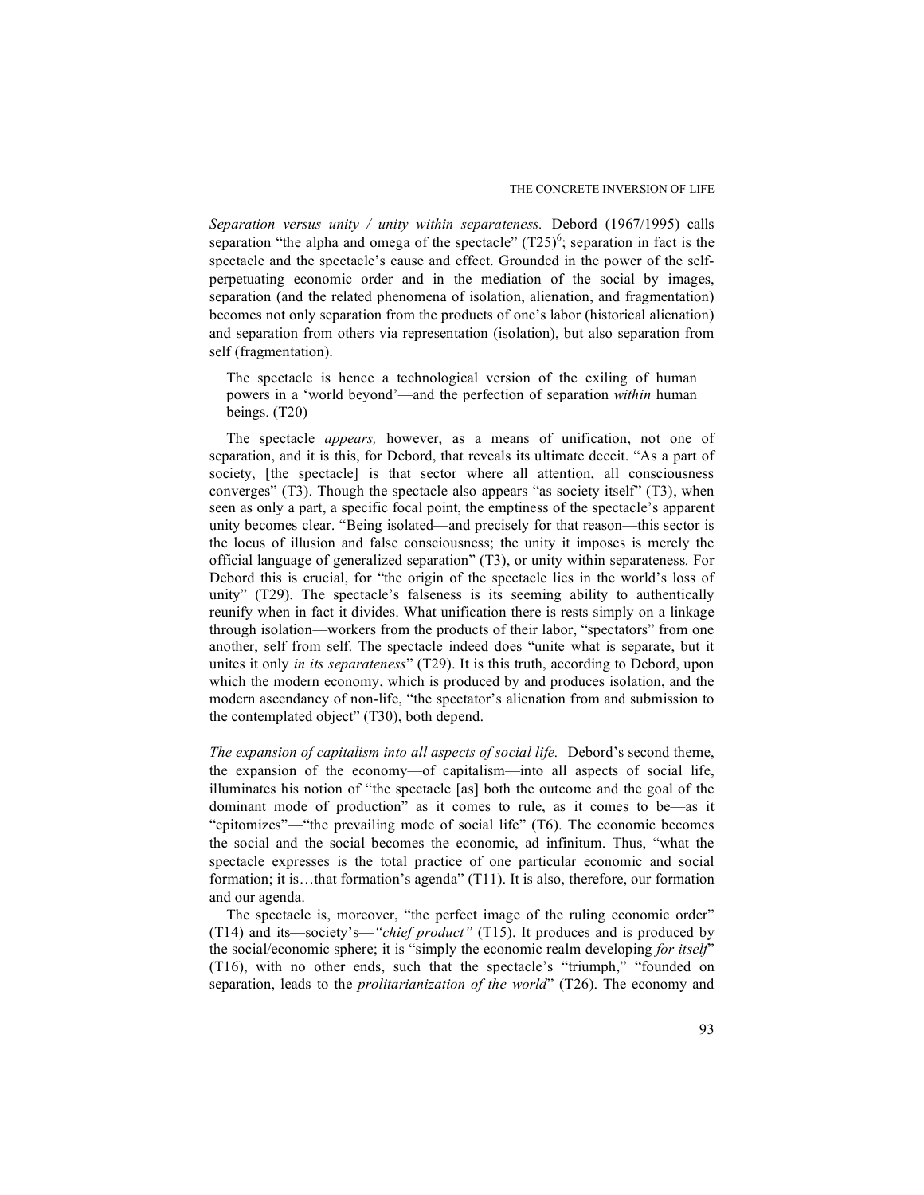*Separation versus unity / unity within separateness.* Debord (1967/1995) calls separation "the alpha and omega of the spectacle" (T25)[6]; separation in fact is the spectacle and the spectacle's cause and effect. Grounded in the power of the self-perpetuating economic order and in the mediation of the social by images, separation (and the related phenomena of isolation, alienation, and fragmentation) becomes not only separation from the products of one's labor (historical alienation) and separation from others via representation (isolation), but also separation from self (fragmentation).

> The spectacle is hence a technological version of the exiling of human powers in a 'world beyond'—and the perfection of separation *within* human beings. (T20)

The spectacle *appears,* however, as a means of unification, not one of separation, and it is this, for Debord, that reveals its ultimate deceit. "As a part of society, [the spectacle] is that sector where all attention, all consciousness converges" (T3). Though the spectacle also appears "as society itself" (T3), when seen as only a part, a specific focal point, the emptiness of the spectacle's apparent unity becomes clear. "Being isolated—and precisely for that reason—this sector is the locus of illusion and false consciousness; the unity it imposes is merely the official language of generalized separation" (T3), or unity within separateness. For Debord this is crucial, for "the origin of the spectacle lies in the world's loss of unity" (T29). The spectacle's falseness is its seeming ability to authentically reunify when in fact it divides. What unification there is rests simply on a linkage through isolation—workers from the products of their labor, "spectators" from one another, self from self. The spectacle indeed does "unite what is separate, but it unites it only *in its separateness*" (T29). It is this truth, according to Debord, upon which the modern economy, which is produced by and produces isolation, and the modern ascendancy of non-life, "the spectator's alienation from and submission to the contemplated object" (T30), both depend.

*The expansion of capitalism into all aspects of social life.* Debord's second theme, the expansion of the economy—of capitalism—into all aspects of social life, illuminates his notion of "the spectacle [as] both the outcome and the goal of the dominant mode of production" as it comes to rule, as it comes to be—as it "epitomizes"—"the prevailing mode of social life" (T6). The economic becomes the social and the social becomes the economic, ad infinitum. Thus, "what the spectacle expresses is the total practice of one particular economic and social formation; it is…that formation's agenda" (T11). It is also, therefore, our formation and our agenda.

The spectacle is, moreover, "the perfect image of the ruling economic order" (T14) and its—society's—*"chief product"* (T15). It produces and is produced by the social/economic sphere; it is "simply the economic realm developing *for itself*" (T16), with no other ends, such that the spectacle's "triumph," "founded on separation, leads to the *prolitarianization of the world*" (T26). The economy and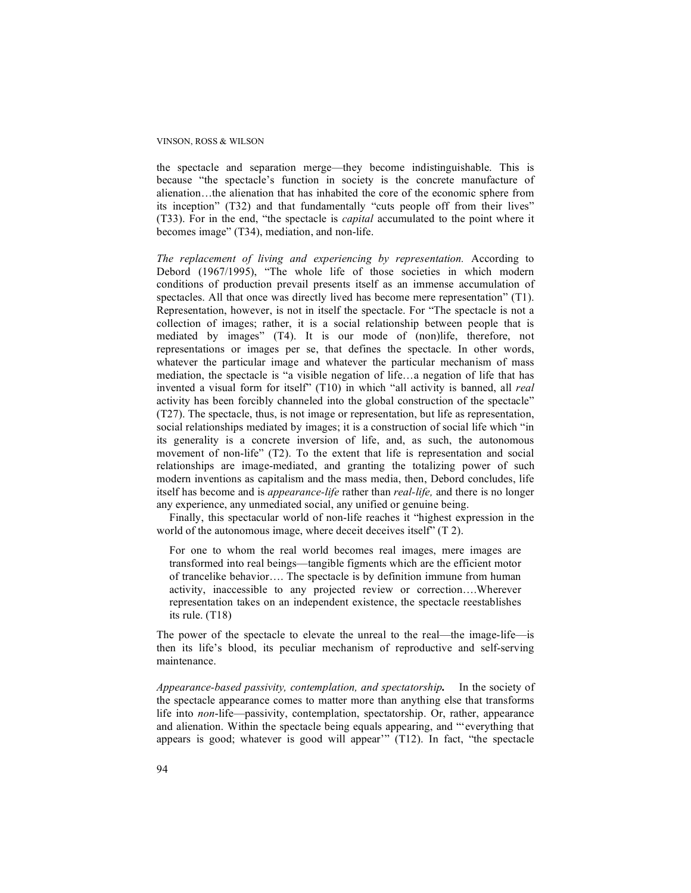the spectacle and separation merge—they become indistinguishable. This is because "the spectacle's function in society is the concrete manufacture of alienation…the alienation that has inhabited the core of the economic sphere from its inception" (T32) and that fundamentally "cuts people off from their lives" (T33). For in the end, "the spectacle is *capital* accumulated to the point where it becomes image" (T34), mediation, and non-life.

*The replacement of living and experiencing by representation.* According to Debord (1967/1995), "The whole life of those societies in which modern conditions of production prevail presents itself as an immense accumulation of spectacles. All that once was directly lived has become mere representation" (T1). Representation, however, is not in itself the spectacle. For "The spectacle is not a collection of images; rather, it is a social relationship between people that is mediated by images" (T4). It is our mode of (non)life, therefore, not representations or images per se, that defines the spectacle. In other words, whatever the particular image and whatever the particular mechanism of mass mediation, the spectacle is "a visible negation of life…a negation of life that has invented a visual form for itself" (T10) in which "all activity is banned, all *real* activity has been forcibly channeled into the global construction of the spectacle" (T27). The spectacle, thus, is not image or representation, but life as representation, social relationships mediated by images; it is a construction of social life which "in its generality is a concrete inversion of life, and, as such, the autonomous movement of non-life" (T2). To the extent that life is representation and social relationships are image-mediated, and granting the totalizing power of such modern inventions as capitalism and the mass media, then, Debord concludes, life itself has become and is *appearance-life* rather than *real-life,* and there is no longer any experience, any unmediated social, any unified or genuine being.

Finally, this spectacular world of non-life reaches it "highest expression in the world of the autonomous image, where deceit deceives itself" (T 2).

> For one to whom the real world becomes real images, mere images are transformed into real beings—tangible figments which are the efficient motor of trancelike behavior…. The spectacle is by definition immune from human activity, inaccessible to any projected review or correction….Wherever representation takes on an independent existence, the spectacle reestablishes its rule. (T18)

The power of the spectacle to elevate the unreal to the real—the image-life—is then its life's blood, its peculiar mechanism of reproductive and self-serving maintenance.

*Appearance-based passivity, contemplation, and spectatorship.* In the society of the spectacle appearance comes to matter more than anything else that transforms life into *non*-life—passivity, contemplation, spectatorship. Or, rather, appearance and alienation. Within the spectacle being equals appearing, and "'everything that appears is good; whatever is good will appear'" (T12). In fact, "the spectacle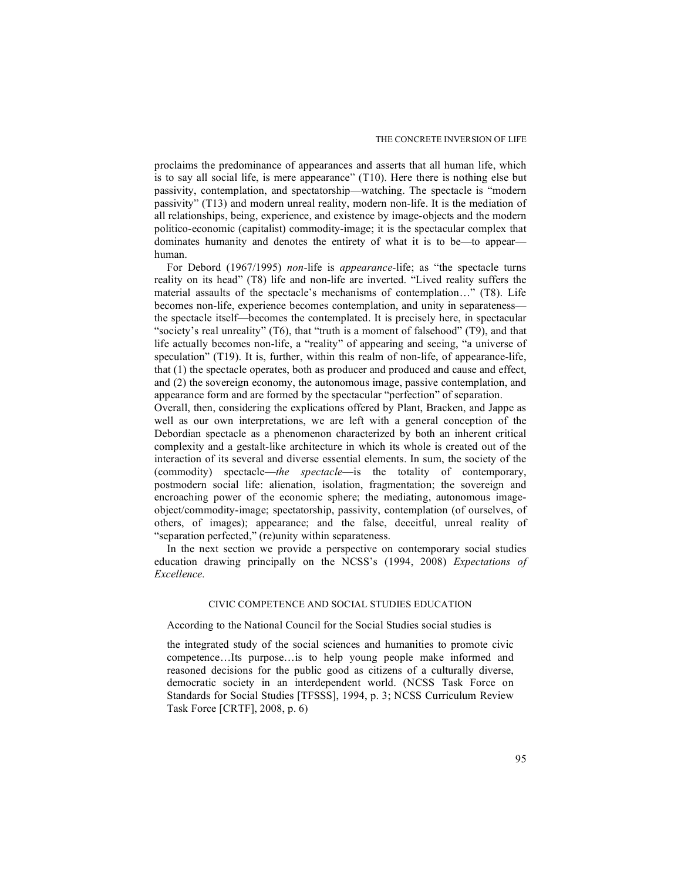proclaims the predominance of appearances and asserts that all human life, which is to say all social life, is mere appearance" (T10). Here there is nothing else but passivity, contemplation, and spectatorship—watching. The spectacle is "modern passivity" (T13) and modern unreal reality, modern non-life. It is the mediation of all relationships, being, experience, and existence by image-objects and the modern politico-economic (capitalist) commodity-image; it is the spectacular complex that dominates humanity and denotes the entirety of what it is to be—to appear—human.

For Debord (1967/1995) *non*-life is *appearance*-life; as "the spectacle turns reality on its head" (T8) life and non-life are inverted. "Lived reality suffers the material assaults of the spectacle's mechanisms of contemplation…" (T8). Life becomes non-life, experience becomes contemplation, and unity in separateness—the spectacle itself—becomes the contemplated. It is precisely here, in spectacular "society's real unreality" (T6), that "truth is a moment of falsehood" (T9), and that life actually becomes non-life, a "reality" of appearing and seeing, "a universe of speculation" (T19). It is, further, within this realm of non-life, of appearance-life, that (1) the spectacle operates, both as producer and produced and cause and effect, and (2) the sovereign economy, the autonomous image, passive contemplation, and appearance form and are formed by the spectacular "perfection" of separation.

Overall, then, considering the explications offered by Plant, Bracken, and Jappe as well as our own interpretations, we are left with a general conception of the Debordian spectacle as a phenomenon characterized by both an inherent critical complexity and a gestalt-like architecture in which its whole is created out of the interaction of its several and diverse essential elements. In sum, the society of the (commodity) spectacle—*the spectacle*—is the totality of contemporary, postmodern social life: alienation, isolation, fragmentation; the sovereign and encroaching power of the economic sphere; the mediating, autonomous image-object/commodity-image; spectatorship, passivity, contemplation (of ourselves, of others, of images); appearance; and the false, deceitful, unreal reality of "separation perfected," (re)unity within separateness.

In the next section we provide a perspective on contemporary social studies education drawing principally on the NCSS's (1994, 2008) *Expectations of Excellence.*

## CIVIC COMPETENCE AND SOCIAL STUDIES EDUCATION

According to the National Council for the Social Studies social studies is

> the integrated study of the social sciences and humanities to promote civic competence…Its purpose…is to help young people make informed and reasoned decisions for the public good as citizens of a culturally diverse, democratic society in an interdependent world. (NCSS Task Force on Standards for Social Studies [TFSSS], 1994, p. 3; NCSS Curriculum Review Task Force [CRTF], 2008, p. 6)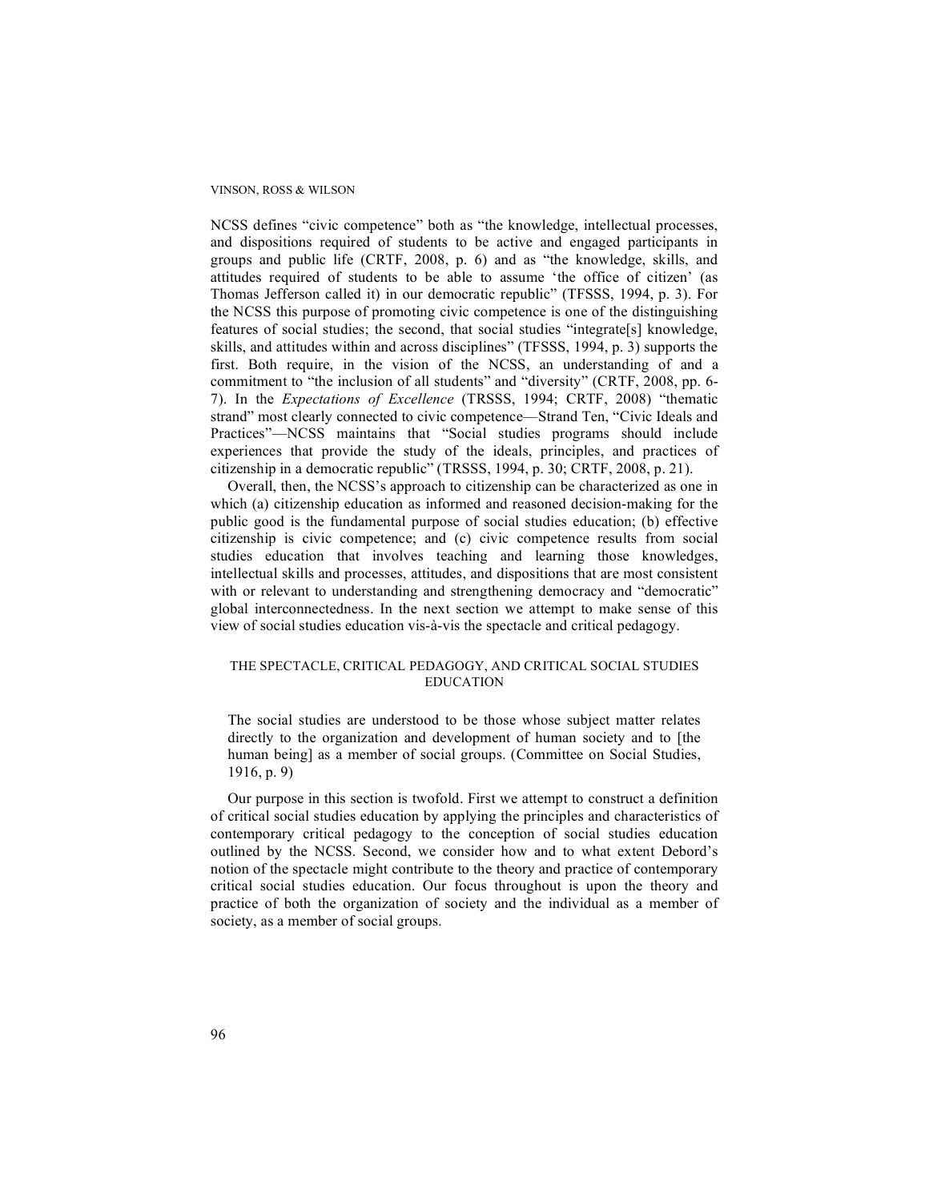NCSS defines "civic competence" both as "the knowledge, intellectual processes, and dispositions required of students to be active and engaged participants in groups and public life (CRTF, 2008, p. 6) and as "the knowledge, skills, and attitudes required of students to be able to assume 'the office of citizen' (as Thomas Jefferson called it) in our democratic republic" (TFSSS, 1994, p. 3). For the NCSS this purpose of promoting civic competence is one of the distinguishing features of social studies; the second, that social studies "integrate[s] knowledge, skills, and attitudes within and across disciplines" (TFSSS, 1994, p. 3) supports the first. Both require, in the vision of the NCSS, an understanding of and a commitment to "the inclusion of all students" and "diversity" (CRTF, 2008, pp. 6-7). In the *Expectations of Excellence* (TRSSS, 1994; CRTF, 2008) "thematic strand" most clearly connected to civic competence—Strand Ten, "Civic Ideals and Practices"—NCSS maintains that "Social studies programs should include experiences that provide the study of the ideals, principles, and practices of citizenship in a democratic republic" (TRSSS, 1994, p. 30; CRTF, 2008, p. 21).

Overall, then, the NCSS's approach to citizenship can be characterized as one in which (a) citizenship education as informed and reasoned decision-making for the public good is the fundamental purpose of social studies education; (b) effective citizenship is civic competence; and (c) civic competence results from social studies education that involves teaching and learning those knowledges, intellectual skills and processes, attitudes, and dispositions that are most consistent with or relevant to understanding and strengthening democracy and "democratic" global interconnectedness. In the next section we attempt to make sense of this view of social studies education vis-à-vis the spectacle and critical pedagogy.

## THE SPECTACLE, CRITICAL PEDAGOGY, AND CRITICAL SOCIAL STUDIES EDUCATION

> The social studies are understood to be those whose subject matter relates directly to the organization and development of human society and to [the human being] as a member of social groups. (Committee on Social Studies, 1916, p. 9)

Our purpose in this section is twofold. First we attempt to construct a definition of critical social studies education by applying the principles and characteristics of contemporary critical pedagogy to the conception of social studies education outlined by the NCSS. Second, we consider how and to what extent Debord's notion of the spectacle might contribute to the theory and practice of contemporary critical social studies education. Our focus throughout is upon the theory and practice of both the organization of society and the individual as a member of society, as a member of social groups.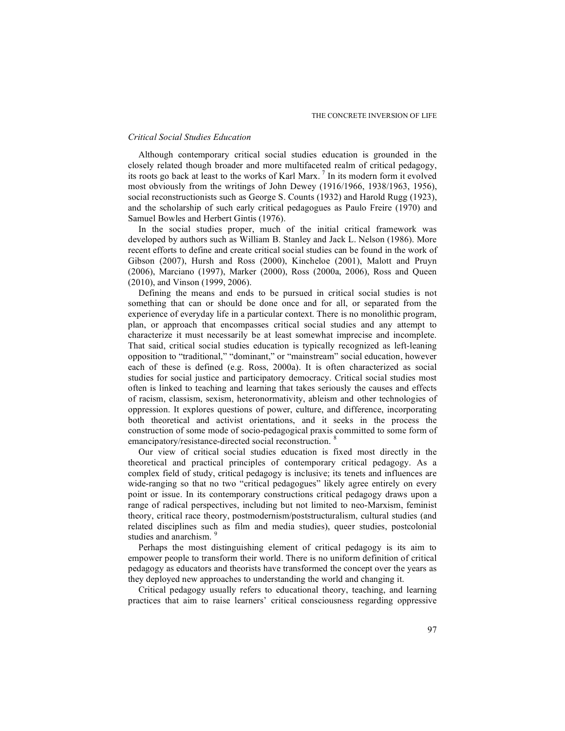### *Critical Social Studies Education*

Although contemporary critical social studies education is grounded in the closely related though broader and more multifaceted realm of critical pedagogy, its roots go back at least to the works of Karl Marx. [7] In its modern form it evolved most obviously from the writings of John Dewey (1916/1966, 1938/1963, 1956), social reconstructionists such as George S. Counts (1932) and Harold Rugg (1923), and the scholarship of such early critical pedagogues as Paulo Freire (1970) and Samuel Bowles and Herbert Gintis (1976).

In the social studies proper, much of the initial critical framework was developed by authors such as William B. Stanley and Jack L. Nelson (1986). More recent efforts to define and create critical social studies can be found in the work of Gibson (2007), Hursh and Ross (2000), Kincheloe (2001), Malott and Pruyn (2006), Marciano (1997), Marker (2000), Ross (2000a, 2006), Ross and Queen (2010), and Vinson (1999, 2006).

Defining the means and ends to be pursued in critical social studies is not something that can or should be done once and for all, or separated from the experience of everyday life in a particular context. There is no monolithic program, plan, or approach that encompasses critical social studies and any attempt to characterize it must necessarily be at least somewhat imprecise and incomplete. That said, critical social studies education is typically recognized as left-leaning opposition to "traditional," "dominant," or "mainstream" social education, however each of these is defined (e.g. Ross, 2000a). It is often characterized as social studies for social justice and participatory democracy. Critical social studies most often is linked to teaching and learning that takes seriously the causes and effects of racism, classism, sexism, heteronormativity, ableism and other technologies of oppression. It explores questions of power, culture, and difference, incorporating both theoretical and activist orientations, and it seeks in the process the construction of some mode of socio-pedagogical praxis committed to some form of emancipatory/resistance-directed social reconstruction. [8]

Our view of critical social studies education is fixed most directly in the theoretical and practical principles of contemporary critical pedagogy. As a complex field of study, critical pedagogy is inclusive; its tenets and influences are wide-ranging so that no two "critical pedagogues" likely agree entirely on every point or issue. In its contemporary constructions critical pedagogy draws upon a range of radical perspectives, including but not limited to neo-Marxism, feminist theory, critical race theory, postmodernism/poststructuralism, cultural studies (and related disciplines such as film and media studies), queer studies, postcolonial studies and anarchism. [9]

Perhaps the most distinguishing element of critical pedagogy is its aim to empower people to transform their world. There is no uniform definition of critical pedagogy as educators and theorists have transformed the concept over the years as they deployed new approaches to understanding the world and changing it.

Critical pedagogy usually refers to educational theory, teaching, and learning practices that aim to raise learners' critical consciousness regarding oppressive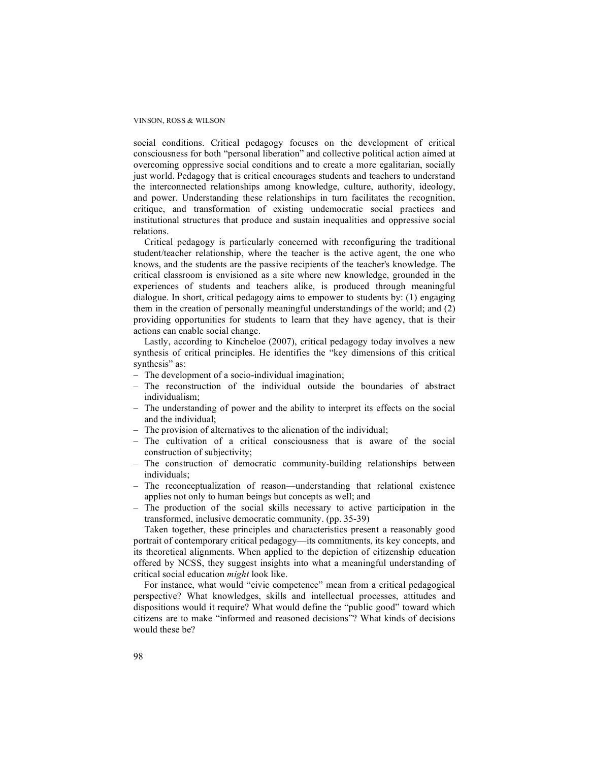social conditions. Critical pedagogy focuses on the development of critical consciousness for both "personal liberation" and collective political action aimed at overcoming oppressive social conditions and to create a more egalitarian, socially just world. Pedagogy that is critical encourages students and teachers to understand the interconnected relationships among knowledge, culture, authority, ideology, and power. Understanding these relationships in turn facilitates the recognition, critique, and transformation of existing undemocratic social practices and institutional structures that produce and sustain inequalities and oppressive social relations.

Critical pedagogy is particularly concerned with reconfiguring the traditional student/teacher relationship, where the teacher is the active agent, the one who knows, and the students are the passive recipients of the teacher's knowledge. The critical classroom is envisioned as a site where new knowledge, grounded in the experiences of students and teachers alike, is produced through meaningful dialogue. In short, critical pedagogy aims to empower to students by: (1) engaging them in the creation of personally meaningful understandings of the world; and (2) providing opportunities for students to learn that they have agency, that is their actions can enable social change.

Lastly, according to Kincheloe (2007), critical pedagogy today involves a new synthesis of critical principles. He identifies the "key dimensions of this critical synthesis" as:

- The development of a socio-individual imagination;
- The reconstruction of the individual outside the boundaries of abstract individualism;
- The understanding of power and the ability to interpret its effects on the social and the individual;
- The provision of alternatives to the alienation of the individual;
- The cultivation of a critical consciousness that is aware of the social construction of subjectivity;
- The construction of democratic community-building relationships between individuals;
- The reconceptualization of reason—understanding that relational existence applies not only to human beings but concepts as well; and
- The production of the social skills necessary to active participation in the transformed, inclusive democratic community. (pp. 35-39)

Taken together, these principles and characteristics present a reasonably good portrait of contemporary critical pedagogy—its commitments, its key concepts, and its theoretical alignments. When applied to the depiction of citizenship education offered by NCSS, they suggest insights into what a meaningful understanding of critical social education *might* look like.

For instance, what would "civic competence" mean from a critical pedagogical perspective? What knowledges, skills and intellectual processes, attitudes and dispositions would it require? What would define the "public good" toward which citizens are to make "informed and reasoned decisions"? What kinds of decisions would these be?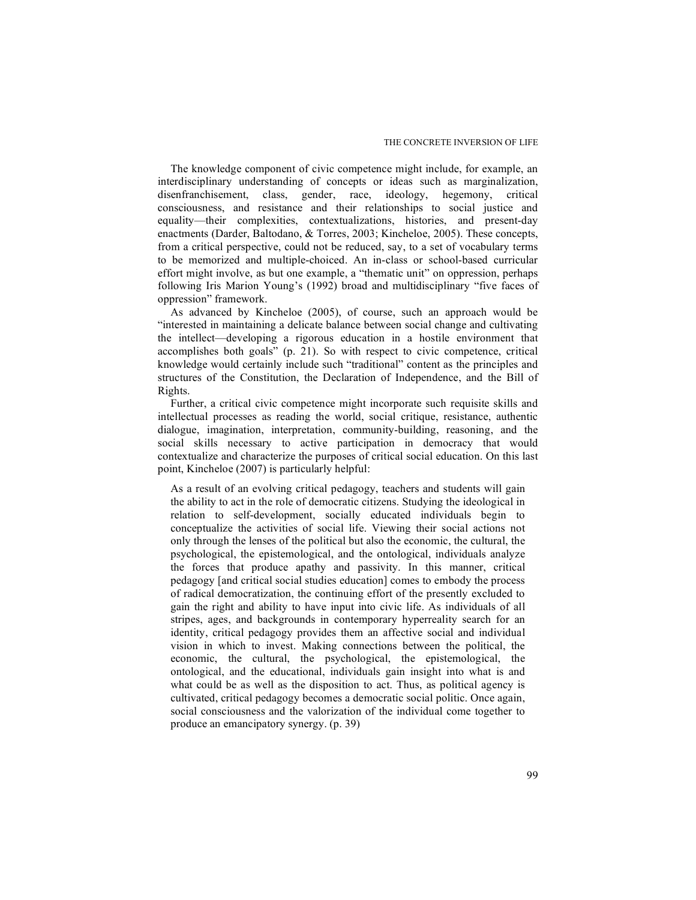The knowledge component of civic competence might include, for example, an interdisciplinary understanding of concepts or ideas such as marginalization, disenfranchisement, class, gender, race, ideology, hegemony, critical consciousness, and resistance and their relationships to social justice and equality—their complexities, contextualizations, histories, and present-day enactments (Darder, Baltodano, & Torres, 2003; Kincheloe, 2005). These concepts, from a critical perspective, could not be reduced, say, to a set of vocabulary terms to be memorized and multiple-choiced. An in-class or school-based curricular effort might involve, as but one example, a "thematic unit" on oppression, perhaps following Iris Marion Young's (1992) broad and multidisciplinary "five faces of oppression" framework.

As advanced by Kincheloe (2005), of course, such an approach would be "interested in maintaining a delicate balance between social change and cultivating the intellect—developing a rigorous education in a hostile environment that accomplishes both goals" (p. 21). So with respect to civic competence, critical knowledge would certainly include such "traditional" content as the principles and structures of the Constitution, the Declaration of Independence, and the Bill of Rights.

Further, a critical civic competence might incorporate such requisite skills and intellectual processes as reading the world, social critique, resistance, authentic dialogue, imagination, interpretation, community-building, reasoning, and the social skills necessary to active participation in democracy that would contextualize and characterize the purposes of critical social education. On this last point, Kincheloe (2007) is particularly helpful:

> As a result of an evolving critical pedagogy, teachers and students will gain the ability to act in the role of democratic citizens. Studying the ideological in relation to self-development, socially educated individuals begin to conceptualize the activities of social life. Viewing their social actions not only through the lenses of the political but also the economic, the cultural, the psychological, the epistemological, and the ontological, individuals analyze the forces that produce apathy and passivity. In this manner, critical pedagogy [and critical social studies education] comes to embody the process of radical democratization, the continuing effort of the presently excluded to gain the right and ability to have input into civic life. As individuals of all stripes, ages, and backgrounds in contemporary hyperreality search for an identity, critical pedagogy provides them an affective social and individual vision in which to invest. Making connections between the political, the economic, the cultural, the psychological, the epistemological, the ontological, and the educational, individuals gain insight into what is and what could be as well as the disposition to act. Thus, as political agency is cultivated, critical pedagogy becomes a democratic social politic. Once again, social consciousness and the valorization of the individual come together to produce an emancipatory synergy. (p. 39)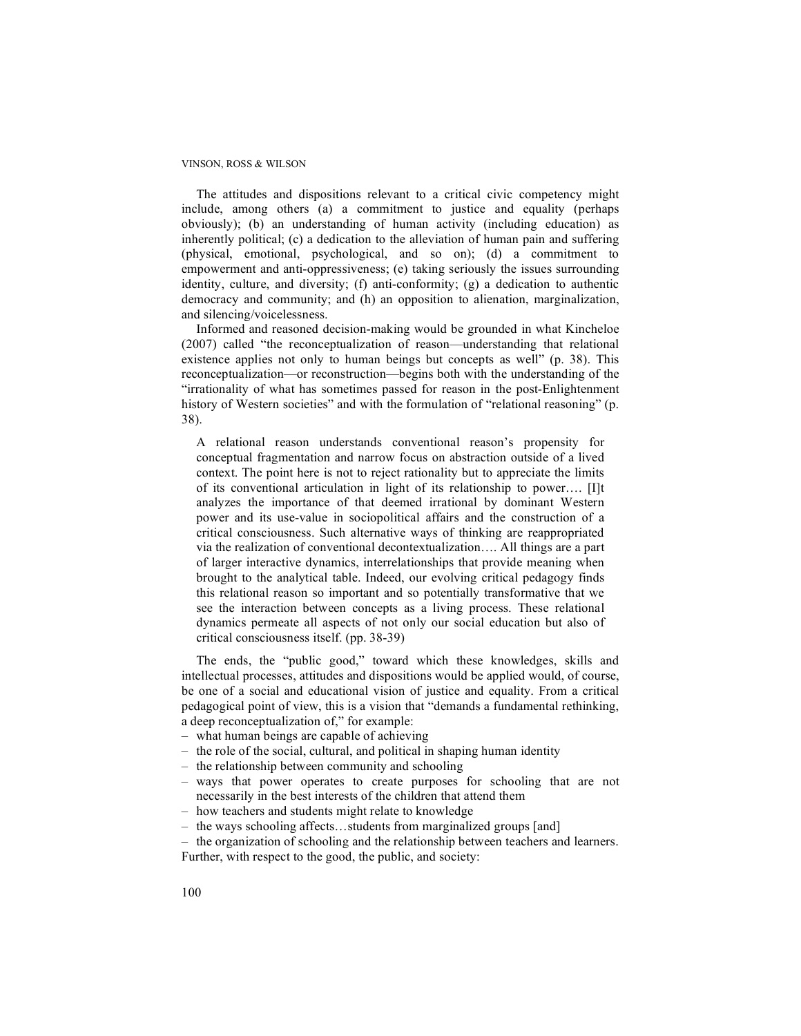The attitudes and dispositions relevant to a critical civic competency might include, among others (a) a commitment to justice and equality (perhaps obviously); (b) an understanding of human activity (including education) as inherently political; (c) a dedication to the alleviation of human pain and suffering (physical, emotional, psychological, and so on); (d) a commitment to empowerment and anti-oppressiveness; (e) taking seriously the issues surrounding identity, culture, and diversity; (f) anti-conformity; (g) a dedication to authentic democracy and community; and (h) an opposition to alienation, marginalization, and silencing/voicelessness.

Informed and reasoned decision-making would be grounded in what Kincheloe (2007) called "the reconceptualization of reason—understanding that relational existence applies not only to human beings but concepts as well" (p. 38). This reconceptualization—or reconstruction—begins both with the understanding of the "irrationality of what has sometimes passed for reason in the post-Enlightenment history of Western societies" and with the formulation of "relational reasoning" (p. 38).

> A relational reason understands conventional reason's propensity for conceptual fragmentation and narrow focus on abstraction outside of a lived context. The point here is not to reject rationality but to appreciate the limits of its conventional articulation in light of its relationship to power…. [I]t analyzes the importance of that deemed irrational by dominant Western power and its use-value in sociopolitical affairs and the construction of a critical consciousness. Such alternative ways of thinking are reappropriated via the realization of conventional decontextualization…. All things are a part of larger interactive dynamics, interrelationships that provide meaning when brought to the analytical table. Indeed, our evolving critical pedagogy finds this relational reason so important and so potentially transformative that we see the interaction between concepts as a living process. These relational dynamics permeate all aspects of not only our social education but also of critical consciousness itself. (pp. 38-39)

The ends, the "public good," toward which these knowledges, skills and intellectual processes, attitudes and dispositions would be applied would, of course, be one of a social and educational vision of justice and equality. From a critical pedagogical point of view, this is a vision that "demands a fundamental rethinking, a deep reconceptualization of," for example:

- what human beings are capable of achieving
- the role of the social, cultural, and political in shaping human identity
- the relationship between community and schooling
- ways that power operates to create purposes for schooling that are not necessarily in the best interests of the children that attend them
- how teachers and students might relate to knowledge
- the ways schooling affects…students from marginalized groups [and]
- the organization of schooling and the relationship between teachers and learners.

Further, with respect to the good, the public, and society: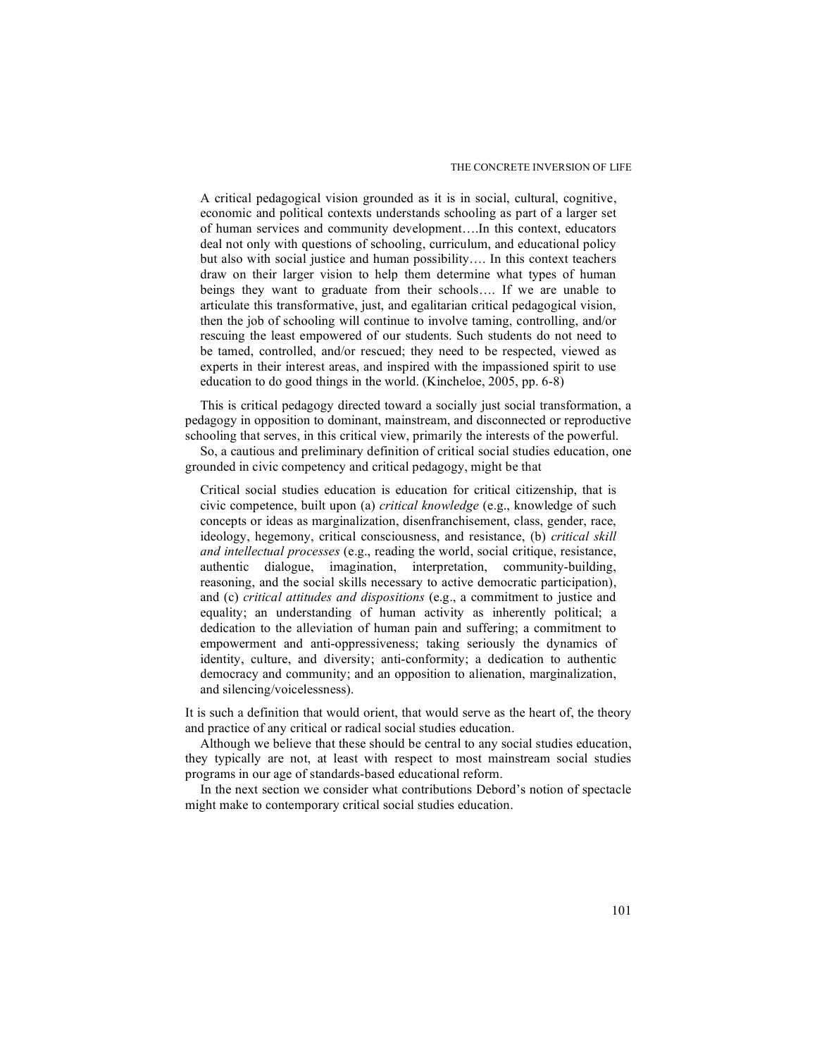> A critical pedagogical vision grounded as it is in social, cultural, cognitive, economic and political contexts understands schooling as part of a larger set of human services and community development….In this context, educators deal not only with questions of schooling, curriculum, and educational policy but also with social justice and human possibility…. In this context teachers draw on their larger vision to help them determine what types of human beings they want to graduate from their schools…. If we are unable to articulate this transformative, just, and egalitarian critical pedagogical vision, then the job of schooling will continue to involve taming, controlling, and/or rescuing the least empowered of our students. Such students do not need to be tamed, controlled, and/or rescued; they need to be respected, viewed as experts in their interest areas, and inspired with the impassioned spirit to use education to do good things in the world. (Kincheloe, 2005, pp. 6-8)

This is critical pedagogy directed toward a socially just social transformation, a pedagogy in opposition to dominant, mainstream, and disconnected or reproductive schooling that serves, in this critical view, primarily the interests of the powerful.

So, a cautious and preliminary definition of critical social studies education, one grounded in civic competency and critical pedagogy, might be that

> Critical social studies education is education for critical citizenship, that is civic competence, built upon (a) *critical knowledge* (e.g., knowledge of such concepts or ideas as marginalization, disenfranchisement, class, gender, race, ideology, hegemony, critical consciousness, and resistance, (b) *critical skill and intellectual processes* (e.g., reading the world, social critique, resistance, authentic dialogue, imagination, interpretation, community-building, reasoning, and the social skills necessary to active democratic participation), and (c) *critical attitudes and dispositions* (e.g., a commitment to justice and equality; an understanding of human activity as inherently political; a dedication to the alleviation of human pain and suffering; a commitment to empowerment and anti-oppressiveness; taking seriously the dynamics of identity, culture, and diversity; anti-conformity; a dedication to authentic democracy and community; and an opposition to alienation, marginalization, and silencing/voicelessness).

It is such a definition that would orient, that would serve as the heart of, the theory and practice of any critical or radical social studies education.

Although we believe that these should be central to any social studies education, they typically are not, at least with respect to most mainstream social studies programs in our age of standards-based educational reform.

In the next section we consider what contributions Debord's notion of spectacle might make to contemporary critical social studies education.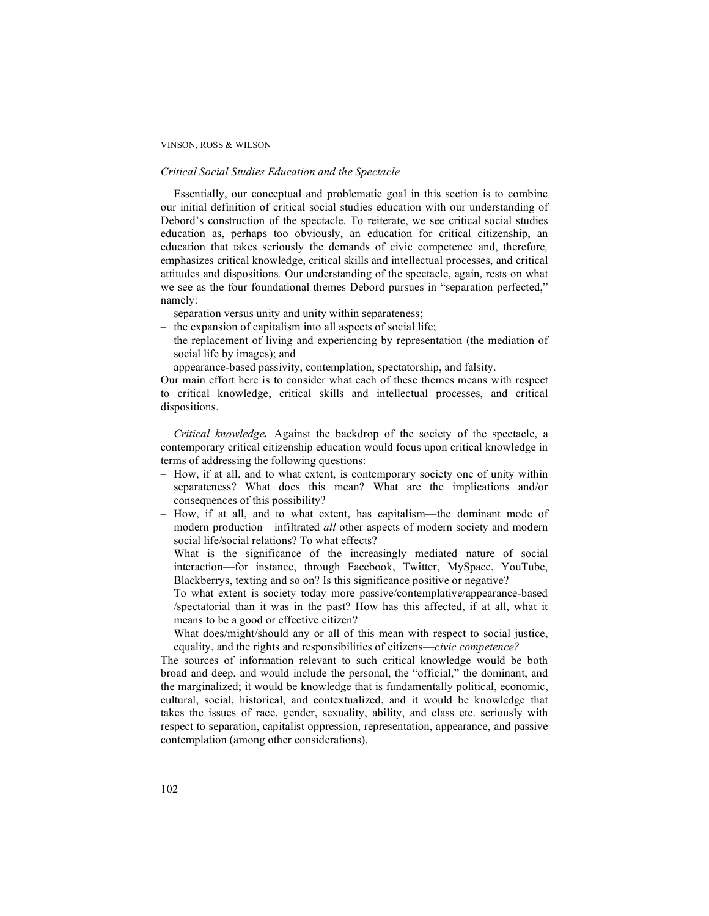### *Critical Social Studies Education and the Spectacle*

Essentially, our conceptual and problematic goal in this section is to combine our initial definition of critical social studies education with our understanding of Debord's construction of the spectacle. To reiterate, we see critical social studies education as, perhaps too obviously, an education for critical citizenship, an education that takes seriously the demands of civic competence and, therefore, emphasizes critical knowledge, critical skills and intellectual processes, and critical attitudes and dispositions. Our understanding of the spectacle, again, rests on what we see as the four foundational themes Debord pursues in "separation perfected," namely:

- separation versus unity and unity within separateness;
- the expansion of capitalism into all aspects of social life;
- the replacement of living and experiencing by representation (the mediation of social life by images); and
- appearance-based passivity, contemplation, spectatorship, and falsity.

Our main effort here is to consider what each of these themes means with respect to critical knowledge, critical skills and intellectual processes, and critical dispositions.

***Critical knowledge.*** Against the backdrop of the society of the spectacle, a contemporary critical citizenship education would focus upon critical knowledge in terms of addressing the following questions:

- How, if at all, and to what extent, is contemporary society one of unity within separateness? What does this mean? What are the implications and/or consequences of this possibility?
- How, if at all, and to what extent, has capitalism—the dominant mode of modern production—infiltrated *all* other aspects of modern society and modern social life/social relations? To what effects?
- What is the significance of the increasingly mediated nature of social interaction—for instance, through Facebook, Twitter, MySpace, YouTube, Blackberrys, texting and so on? Is this significance positive or negative?
- To what extent is society today more passive/contemplative/appearance-based /spectatorial than it was in the past? How has this affected, if at all, what it means to be a good or effective citizen?
- What does/might/should any or all of this mean with respect to social justice, equality, and the rights and responsibilities of citizens—*civic competence?*

The sources of information relevant to such critical knowledge would be both broad and deep, and would include the personal, the "official," the dominant, and the marginalized; it would be knowledge that is fundamentally political, economic, cultural, social, historical, and contextualized, and it would be knowledge that takes the issues of race, gender, sexuality, ability, and class etc. seriously with respect to separation, capitalist oppression, representation, appearance, and passive contemplation (among other considerations).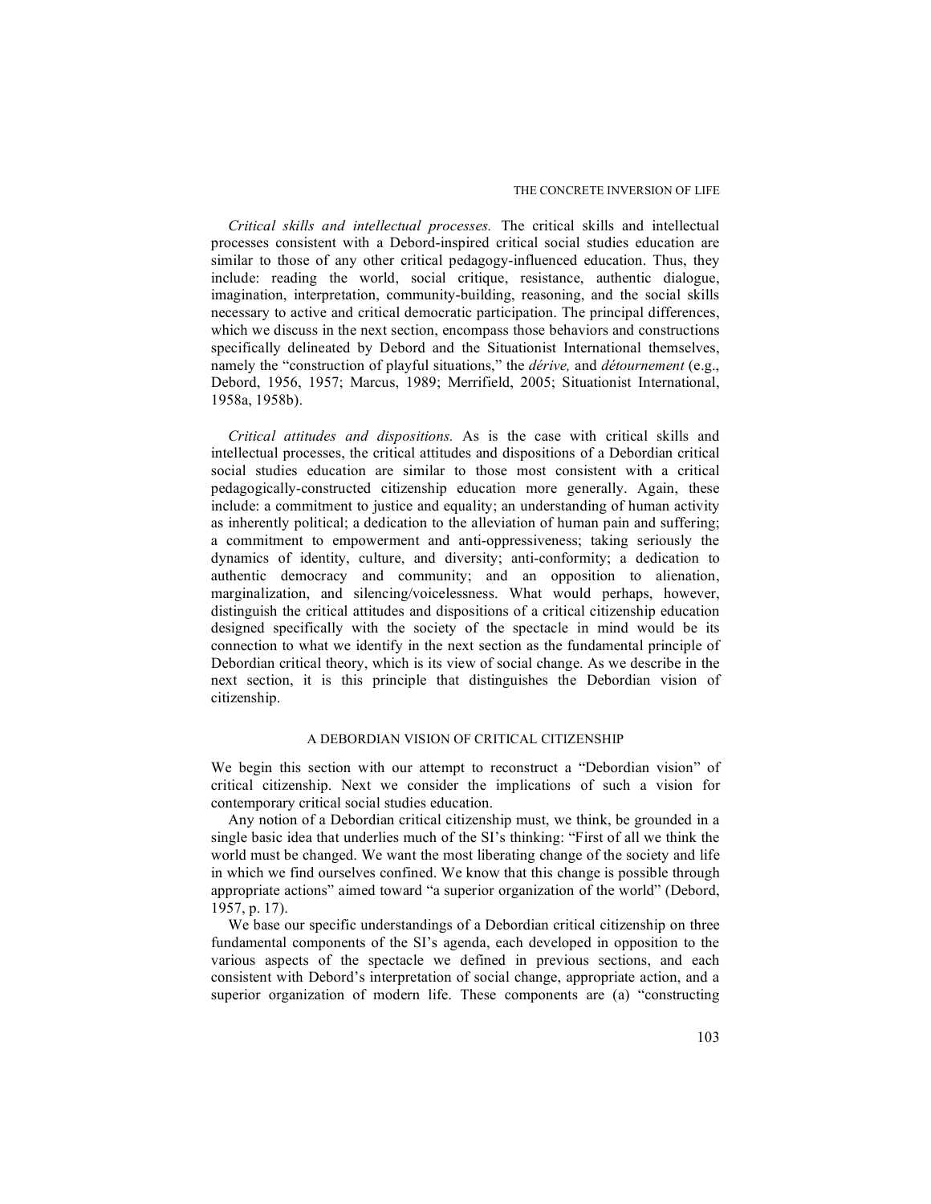*Critical skills and intellectual processes.* The critical skills and intellectual processes consistent with a Debord-inspired critical social studies education are similar to those of any other critical pedagogy-influenced education. Thus, they include: reading the world, social critique, resistance, authentic dialogue, imagination, interpretation, community-building, reasoning, and the social skills necessary to active and critical democratic participation. The principal differences, which we discuss in the next section, encompass those behaviors and constructions specifically delineated by Debord and the Situationist International themselves, namely the "construction of playful situations," the *dérive,* and *détournement* (e.g., Debord, 1956, 1957; Marcus, 1989; Merrifield, 2005; Situationist International, 1958a, 1958b).

*Critical attitudes and dispositions.* As is the case with critical skills and intellectual processes, the critical attitudes and dispositions of a Debordian critical social studies education are similar to those most consistent with a critical pedagogically-constructed citizenship education more generally. Again, these include: a commitment to justice and equality; an understanding of human activity as inherently political; a dedication to the alleviation of human pain and suffering; a commitment to empowerment and anti-oppressiveness; taking seriously the dynamics of identity, culture, and diversity; anti-conformity; a dedication to authentic democracy and community; and an opposition to alienation, marginalization, and silencing/voicelessness. What would perhaps, however, distinguish the critical attitudes and dispositions of a critical citizenship education designed specifically with the society of the spectacle in mind would be its connection to what we identify in the next section as the fundamental principle of Debordian critical theory, which is its view of social change. As we describe in the next section, it is this principle that distinguishes the Debordian vision of citizenship.

## A DEBORDIAN VISION OF CRITICAL CITIZENSHIP

We begin this section with our attempt to reconstruct a "Debordian vision" of critical citizenship. Next we consider the implications of such a vision for contemporary critical social studies education.

Any notion of a Debordian critical citizenship must, we think, be grounded in a single basic idea that underlies much of the SI's thinking: "First of all we think the world must be changed. We want the most liberating change of the society and life in which we find ourselves confined. We know that this change is possible through appropriate actions" aimed toward "a superior organization of the world" (Debord, 1957, p. 17).

We base our specific understandings of a Debordian critical citizenship on three fundamental components of the SI's agenda, each developed in opposition to the various aspects of the spectacle we defined in previous sections, and each consistent with Debord's interpretation of social change, appropriate action, and a superior organization of modern life. These components are (a) "constructing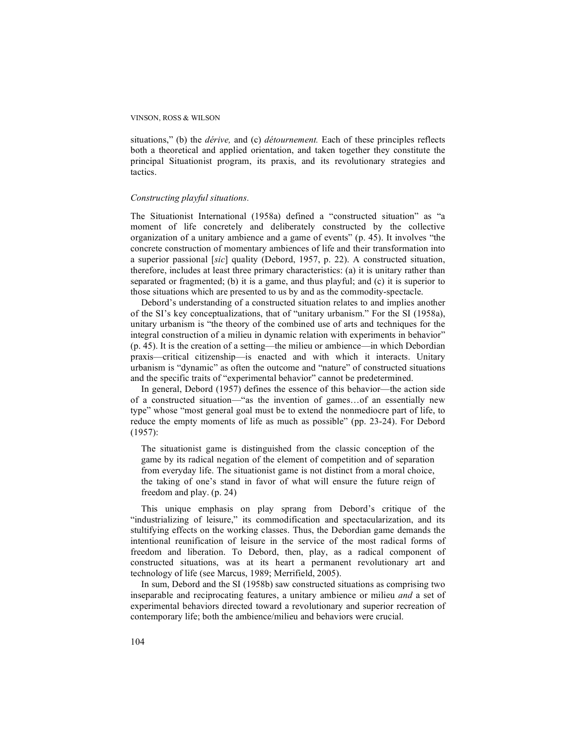situations," (b) the *dérive,* and (c) *détournement.* Each of these principles reflects both a theoretical and applied orientation, and taken together they constitute the principal Situationist program, its praxis, and its revolutionary strategies and tactics.

*Constructing playful situations.*

The Situationist International (1958a) defined a "constructed situation" as "a moment of life concretely and deliberately constructed by the collective organization of a unitary ambience and a game of events" (p. 45). It involves "the concrete construction of momentary ambiences of life and their transformation into a superior passional [*sic*] quality (Debord, 1957, p. 22). A constructed situation, therefore, includes at least three primary characteristics: (a) it is unitary rather than separated or fragmented; (b) it is a game, and thus playful; and (c) it is superior to those situations which are presented to us by and as the commodity-spectacle.

Debord's understanding of a constructed situation relates to and implies another of the SI's key conceptualizations, that of "unitary urbanism." For the SI (1958a), unitary urbanism is "the theory of the combined use of arts and techniques for the integral construction of a milieu in dynamic relation with experiments in behavior" (p. 45). It is the creation of a setting—the milieu or ambience—in which Debordian praxis—critical citizenship—is enacted and with which it interacts. Unitary urbanism is "dynamic" as often the outcome and "nature" of constructed situations and the specific traits of "experimental behavior" cannot be predetermined.

In general, Debord (1957) defines the essence of this behavior—the action side of a constructed situation—"as the invention of games…of an essentially new type" whose "most general goal must be to extend the nonmediocre part of life, to reduce the empty moments of life as much as possible" (pp. 23-24). For Debord (1957):

> The situationist game is distinguished from the classic conception of the game by its radical negation of the element of competition and of separation from everyday life. The situationist game is not distinct from a moral choice, the taking of one's stand in favor of what will ensure the future reign of freedom and play. (p. 24)

This unique emphasis on play sprang from Debord's critique of the "industrializing of leisure," its commodification and spectacularization, and its stultifying effects on the working classes. Thus, the Debordian game demands the intentional reunification of leisure in the service of the most radical forms of freedom and liberation. To Debord, then, play, as a radical component of constructed situations, was at its heart a permanent revolutionary art and technology of life (see Marcus, 1989; Merrifield, 2005).

In sum, Debord and the SI (1958b) saw constructed situations as comprising two inseparable and reciprocating features, a unitary ambience or milieu *and* a set of experimental behaviors directed toward a revolutionary and superior recreation of contemporary life; both the ambience/milieu and behaviors were crucial.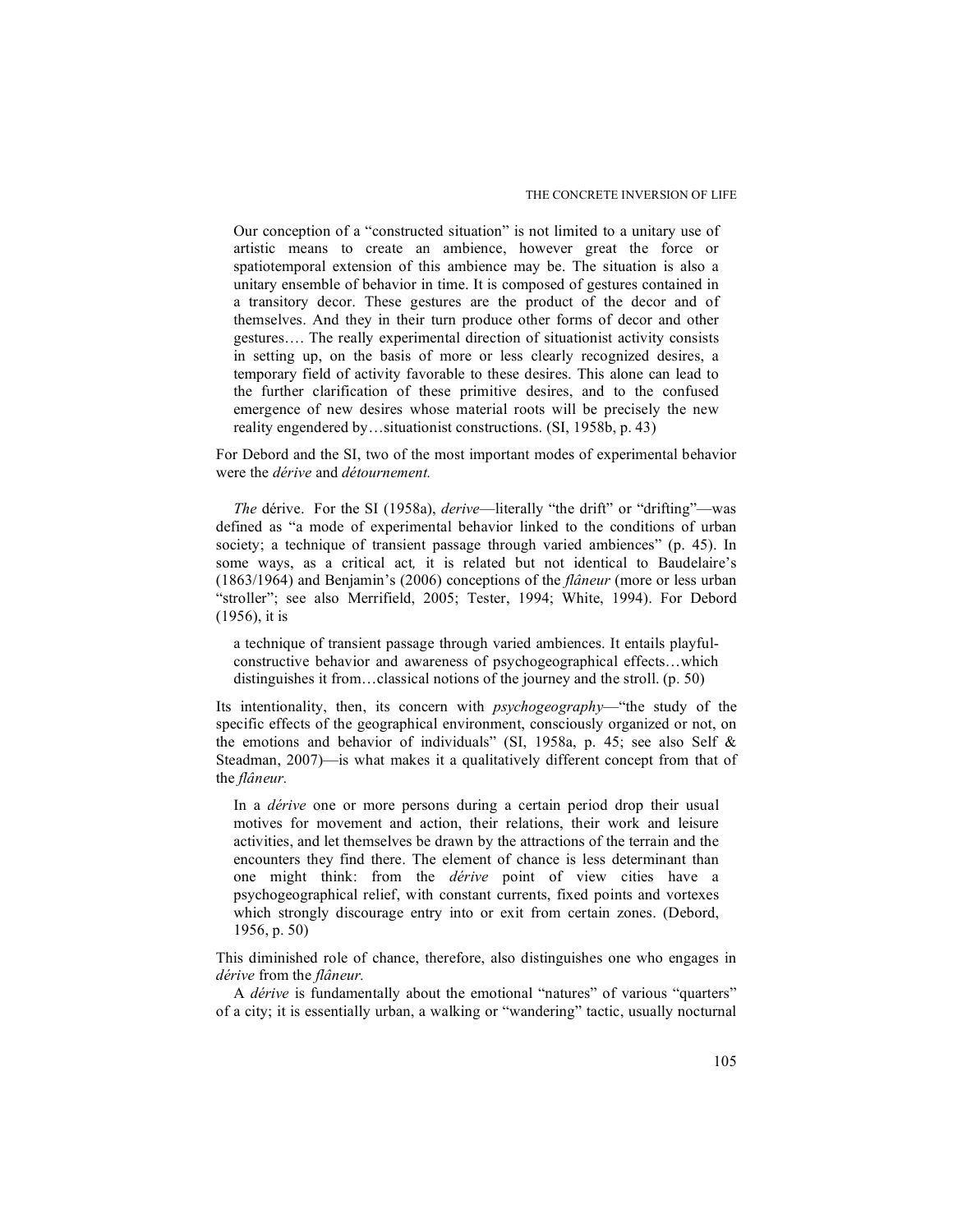> Our conception of a "constructed situation" is not limited to a unitary use of artistic means to create an ambience, however great the force or spatiotemporal extension of this ambience may be. The situation is also a unitary ensemble of behavior in time. It is composed of gestures contained in a transitory decor. These gestures are the product of the decor and of themselves. And they in their turn produce other forms of decor and other gestures…. The really experimental direction of situationist activity consists in setting up, on the basis of more or less clearly recognized desires, a temporary field of activity favorable to these desires. This alone can lead to the further clarification of these primitive desires, and to the confused emergence of new desires whose material roots will be precisely the new reality engendered by…situationist constructions. (SI, 1958b, p. 43)

For Debord and the SI, two of the most important modes of experimental behavior were the *dérive* and *détournement.*

*The* dérive. For the SI (1958a), *derive*—literally "the drift" or "drifting"—was defined as "a mode of experimental behavior linked to the conditions of urban society; a technique of transient passage through varied ambiences" (p. 45). In some ways, as a critical act*,* it is related but not identical to Baudelaire's (1863/1964) and Benjamin's (2006) conceptions of the *flâneur* (more or less urban "stroller"; see also Merrifield, 2005; Tester, 1994; White, 1994). For Debord (1956), it is

> a technique of transient passage through varied ambiences. It entails playful-constructive behavior and awareness of psychogeographical effects…which distinguishes it from…classical notions of the journey and the stroll. (p. 50)

Its intentionality, then, its concern with *psychogeography*—"the study of the specific effects of the geographical environment, consciously organized or not, on the emotions and behavior of individuals" (SI, 1958a, p. 45; see also Self & Steadman, 2007)—is what makes it a qualitatively different concept from that of the *flâneur.*

> In a *dérive* one or more persons during a certain period drop their usual motives for movement and action, their relations, their work and leisure activities, and let themselves be drawn by the attractions of the terrain and the encounters they find there. The element of chance is less determinant than one might think: from the *dérive* point of view cities have a psychogeographical relief, with constant currents, fixed points and vortexes which strongly discourage entry into or exit from certain zones. (Debord, 1956, p. 50)

This diminished role of chance, therefore, also distinguishes one who engages in *dérive* from the *flâneur.*

A *dérive* is fundamentally about the emotional "natures" of various "quarters" of a city; it is essentially urban, a walking or "wandering" tactic, usually nocturnal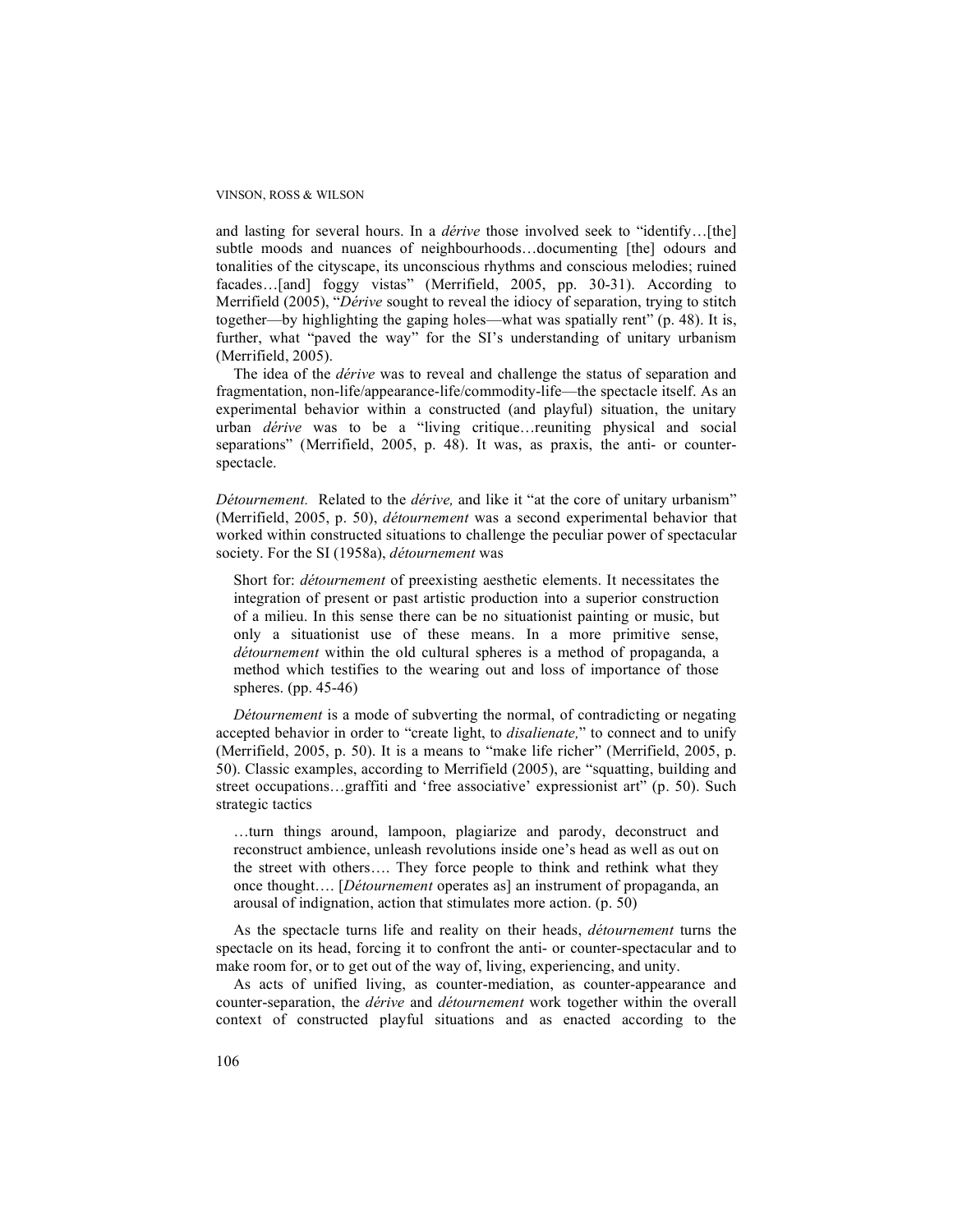and lasting for several hours. In a *dérive* those involved seek to "identify…[the] subtle moods and nuances of neighbourhoods…documenting [the] odours and tonalities of the cityscape, its unconscious rhythms and conscious melodies; ruined facades…[and] foggy vistas" (Merrifield, 2005, pp. 30-31). According to Merrifield (2005), "*Dérive* sought to reveal the idiocy of separation, trying to stitch together—by highlighting the gaping holes—what was spatially rent" (p. 48). It is, further, what "paved the way" for the SI's understanding of unitary urbanism (Merrifield, 2005).

The idea of the *dérive* was to reveal and challenge the status of separation and fragmentation, non-life/appearance-life/commodity-life—the spectacle itself. As an experimental behavior within a constructed (and playful) situation, the unitary urban *dérive* was to be a "living critique…reuniting physical and social separations" (Merrifield, 2005, p. 48). It was, as praxis, the anti- or counter-spectacle.

*Détournement.* Related to the *dérive,* and like it "at the core of unitary urbanism" (Merrifield, 2005, p. 50), *détournement* was a second experimental behavior that worked within constructed situations to challenge the peculiar power of spectacular society. For the SI (1958a), *détournement* was

> Short for: *détournement* of preexisting aesthetic elements. It necessitates the integration of present or past artistic production into a superior construction of a milieu. In this sense there can be no situationist painting or music, but only a situationist use of these means. In a more primitive sense, *détournement* within the old cultural spheres is a method of propaganda, a method which testifies to the wearing out and loss of importance of those spheres. (pp. 45-46)

*Détournement* is a mode of subverting the normal, of contradicting or negating accepted behavior in order to "create light, to *disalienate,*" to connect and to unify (Merrifield, 2005, p. 50). It is a means to "make life richer" (Merrifield, 2005, p. 50). Classic examples, according to Merrifield (2005), are "squatting, building and street occupations…graffiti and 'free associative' expressionist art" (p. 50). Such strategic tactics

> …turn things around, lampoon, plagiarize and parody, deconstruct and reconstruct ambience, unleash revolutions inside one's head as well as out on the street with others…. They force people to think and rethink what they once thought…. [*Détournement* operates as] an instrument of propaganda, an arousal of indignation, action that stimulates more action. (p. 50)

As the spectacle turns life and reality on their heads, *détournement* turns the spectacle on its head, forcing it to confront the anti- or counter-spectacular and to make room for, or to get out of the way of, living, experiencing, and unity.

As acts of unified living, as counter-mediation, as counter-appearance and counter-separation, the *dérive* and *détournement* work together within the overall context of constructed playful situations and as enacted according to the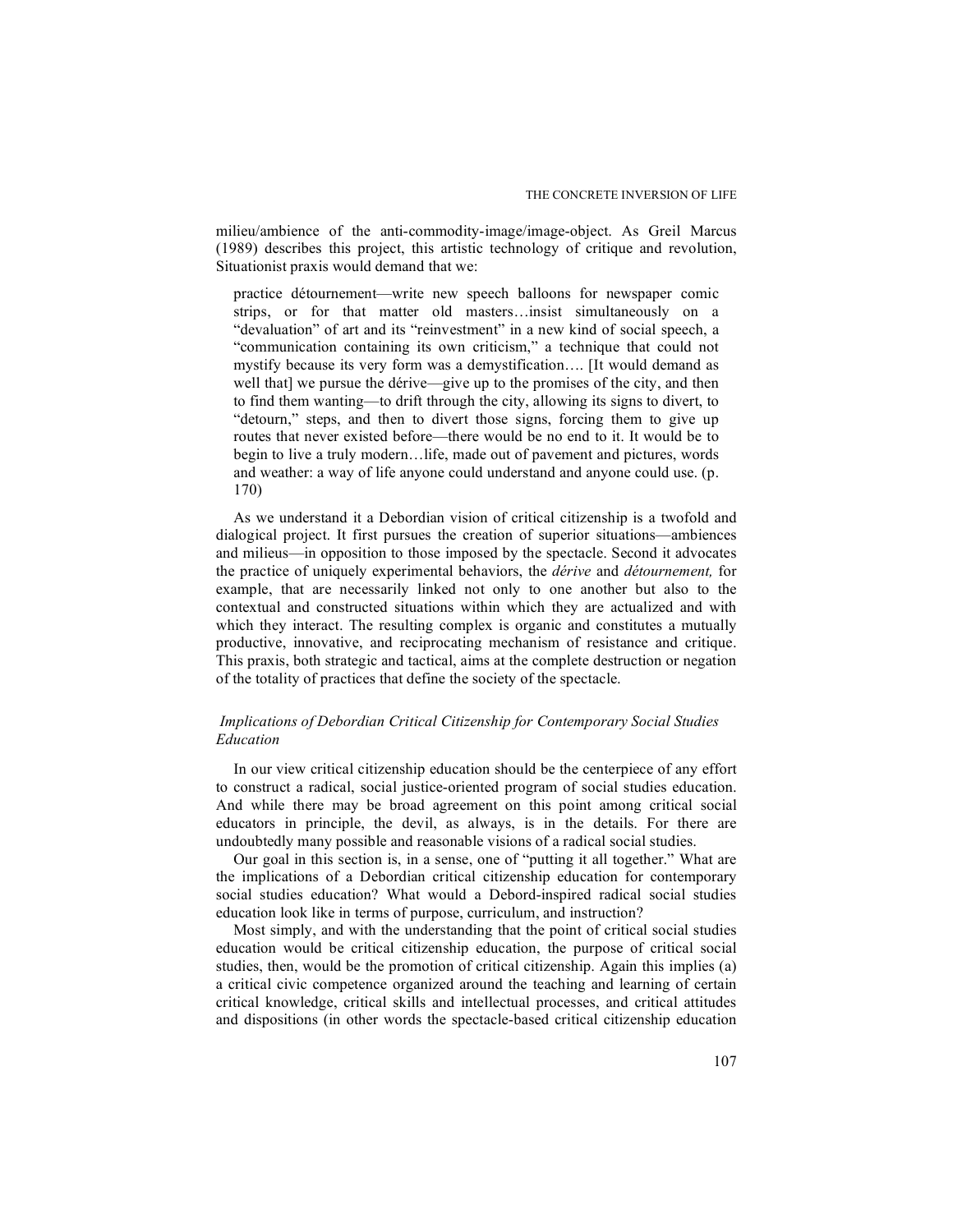milieu/ambience of the anti-commodity-image/image-object. As Greil Marcus (1989) describes this project, this artistic technology of critique and revolution, Situationist praxis would demand that we:

> practice détournement—write new speech balloons for newspaper comic strips, or for that matter old masters…insist simultaneously on a "devaluation" of art and its "reinvestment" in a new kind of social speech, a "communication containing its own criticism," a technique that could not mystify because its very form was a demystification…. [It would demand as well that] we pursue the dérive—give up to the promises of the city, and then to find them wanting—to drift through the city, allowing its signs to divert, to "detourn," steps, and then to divert those signs, forcing them to give up routes that never existed before—there would be no end to it. It would be to begin to live a truly modern…life, made out of pavement and pictures, words and weather: a way of life anyone could understand and anyone could use. (p. 170)

As we understand it a Debordian vision of critical citizenship is a twofold and dialogical project. It first pursues the creation of superior situations—ambiences and milieus—in opposition to those imposed by the spectacle. Second it advocates the practice of uniquely experimental behaviors, the *dérive* and *détournement,* for example, that are necessarily linked not only to one another but also to the contextual and constructed situations within which they are actualized and with which they interact. The resulting complex is organic and constitutes a mutually productive, innovative, and reciprocating mechanism of resistance and critique. This praxis, both strategic and tactical, aims at the complete destruction or negation of the totality of practices that define the society of the spectacle.

### *Implications of Debordian Critical Citizenship for Contemporary Social Studies Education*

In our view critical citizenship education should be the centerpiece of any effort to construct a radical, social justice-oriented program of social studies education. And while there may be broad agreement on this point among critical social educators in principle, the devil, as always, is in the details. For there are undoubtedly many possible and reasonable visions of a radical social studies.

Our goal in this section is, in a sense, one of "putting it all together." What are the implications of a Debordian critical citizenship education for contemporary social studies education? What would a Debord-inspired radical social studies education look like in terms of purpose, curriculum, and instruction?

Most simply, and with the understanding that the point of critical social studies education would be critical citizenship education, the purpose of critical social studies, then, would be the promotion of critical citizenship. Again this implies (a) a critical civic competence organized around the teaching and learning of certain critical knowledge, critical skills and intellectual processes, and critical attitudes and dispositions (in other words the spectacle-based critical citizenship education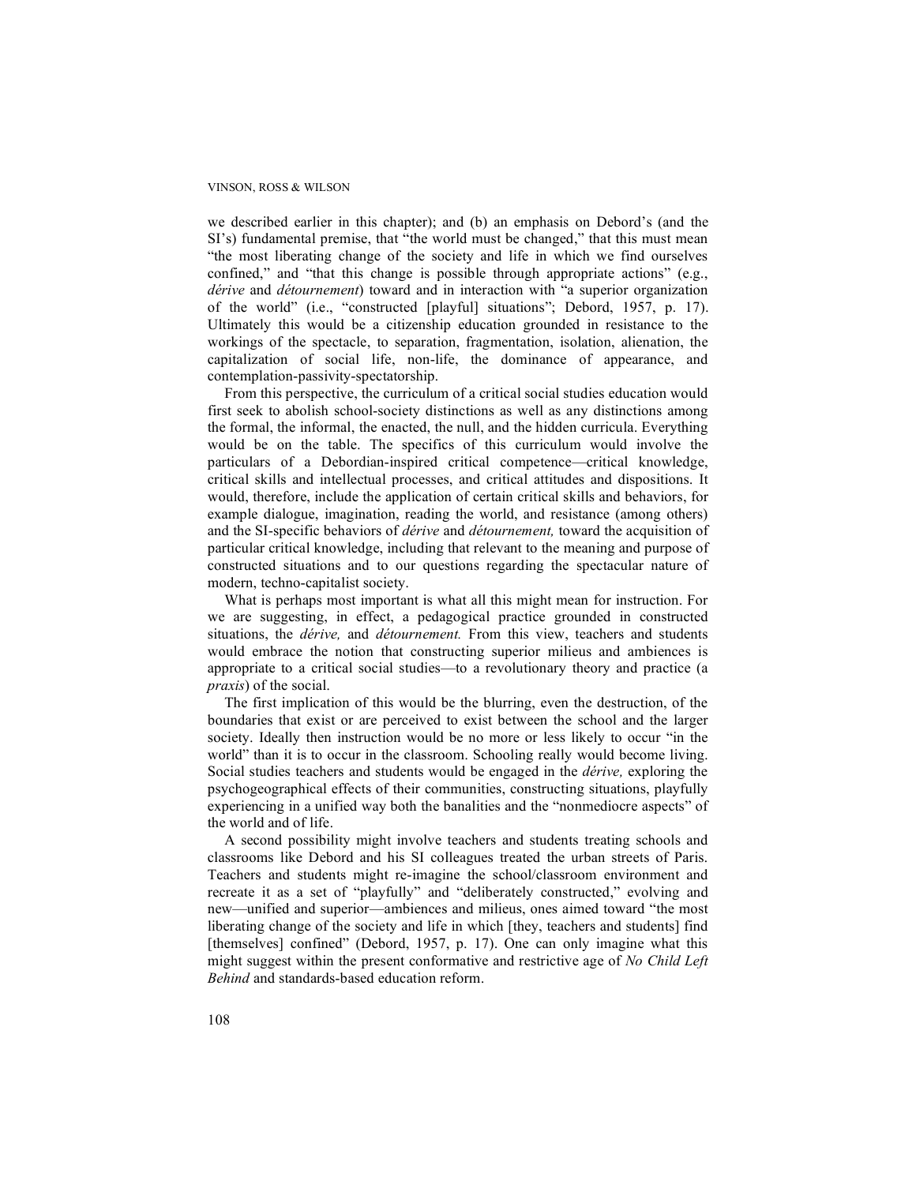we described earlier in this chapter); and (b) an emphasis on Debord's (and the SI's) fundamental premise, that "the world must be changed," that this must mean "the most liberating change of the society and life in which we find ourselves confined," and "that this change is possible through appropriate actions" (e.g., *dérive* and *détournement*) toward and in interaction with "a superior organization of the world" (i.e., "constructed [playful] situations"; Debord, 1957, p. 17). Ultimately this would be a citizenship education grounded in resistance to the workings of the spectacle, to separation, fragmentation, isolation, alienation, the capitalization of social life, non-life, the dominance of appearance, and contemplation-passivity-spectatorship.

From this perspective, the curriculum of a critical social studies education would first seek to abolish school-society distinctions as well as any distinctions among the formal, the informal, the enacted, the null, and the hidden curricula. Everything would be on the table. The specifics of this curriculum would involve the particulars of a Debordian-inspired critical competence—critical knowledge, critical skills and intellectual processes, and critical attitudes and dispositions. It would, therefore, include the application of certain critical skills and behaviors, for example dialogue, imagination, reading the world, and resistance (among others) and the SI-specific behaviors of *dérive* and *détournement,* toward the acquisition of particular critical knowledge, including that relevant to the meaning and purpose of constructed situations and to our questions regarding the spectacular nature of modern, techno-capitalist society.

What is perhaps most important is what all this might mean for instruction. For we are suggesting, in effect, a pedagogical practice grounded in constructed situations, the *dérive,* and *détournement.* From this view, teachers and students would embrace the notion that constructing superior milieus and ambiences is appropriate to a critical social studies—to a revolutionary theory and practice (a *praxis*) of the social.

The first implication of this would be the blurring, even the destruction, of the boundaries that exist or are perceived to exist between the school and the larger society. Ideally then instruction would be no more or less likely to occur "in the world" than it is to occur in the classroom. Schooling really would become living. Social studies teachers and students would be engaged in the *dérive,* exploring the psychogeographical effects of their communities, constructing situations, playfully experiencing in a unified way both the banalities and the "nonmediocre aspects" of the world and of life.

A second possibility might involve teachers and students treating schools and classrooms like Debord and his SI colleagues treated the urban streets of Paris. Teachers and students might re-imagine the school/classroom environment and recreate it as a set of "playfully" and "deliberately constructed," evolving and new—unified and superior—ambiences and milieus, ones aimed toward "the most liberating change of the society and life in which [they, teachers and students] find [themselves] confined" (Debord, 1957, p. 17). One can only imagine what this might suggest within the present conformative and restrictive age of *No Child Left Behind* and standards-based education reform.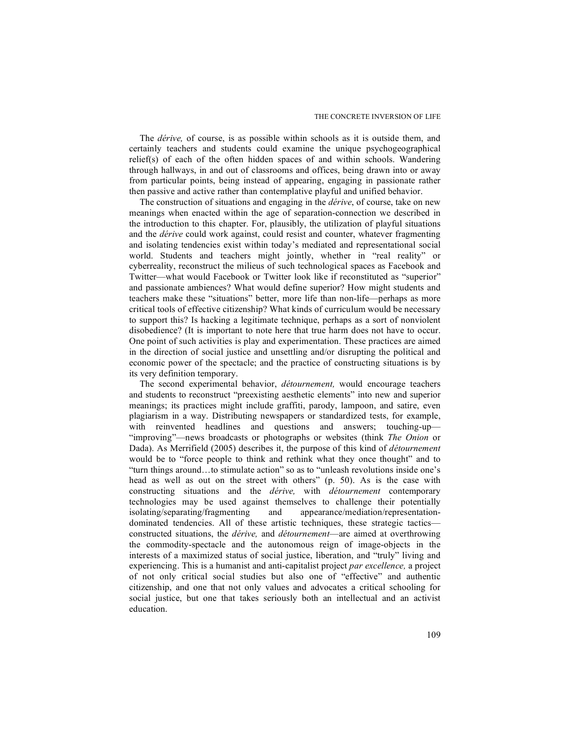The *dérive,* of course, is as possible within schools as it is outside them, and certainly teachers and students could examine the unique psychogeographical relief(s) of each of the often hidden spaces of and within schools. Wandering through hallways, in and out of classrooms and offices, being drawn into or away from particular points, being instead of appearing, engaging in passionate rather then passive and active rather than contemplative playful and unified behavior.

The construction of situations and engaging in the *dérive*, of course, take on new meanings when enacted within the age of separation-connection we described in the introduction to this chapter. For, plausibly, the utilization of playful situations and the *dérive* could work against, could resist and counter, whatever fragmenting and isolating tendencies exist within today's mediated and representational social world. Students and teachers might jointly, whether in "real reality" or cyberreality, reconstruct the milieus of such technological spaces as Facebook and Twitter—what would Facebook or Twitter look like if reconstituted as "superior" and passionate ambiences? What would define superior? How might students and teachers make these "situations" better, more life than non-life—perhaps as more critical tools of effective citizenship? What kinds of curriculum would be necessary to support this? Is hacking a legitimate technique, perhaps as a sort of nonviolent disobedience? (It is important to note here that true harm does not have to occur. One point of such activities is play and experimentation. These practices are aimed in the direction of social justice and unsettling and/or disrupting the political and economic power of the spectacle; and the practice of constructing situations is by its very definition temporary.

The second experimental behavior, *détournement,* would encourage teachers and students to reconstruct "preexisting aesthetic elements" into new and superior meanings; its practices might include graffiti, parody, lampoon, and satire, even plagiarism in a way. Distributing newspapers or standardized tests, for example, with reinvented headlines and questions and answers; touching-up—"improving"—news broadcasts or photographs or websites (think *The Onion* or Dada). As Merrifield (2005) describes it, the purpose of this kind of *détournement* would be to "force people to think and rethink what they once thought" and to "turn things around…to stimulate action" so as to "unleash revolutions inside one's head as well as out on the street with others" (p. 50). As is the case with constructing situations and the *dérive,* with *détournement* contemporary technologies may be used against themselves to challenge their potentially isolating/separating/fragmenting and appearance/mediation/representation-dominated tendencies. All of these artistic techniques, these strategic tactics—constructed situations, the *dérive,* and *détournement*—are aimed at overthrowing the commodity-spectacle and the autonomous reign of image-objects in the interests of a maximized status of social justice, liberation, and "truly" living and experiencing. This is a humanist and anti-capitalist project *par excellence,* a project of not only critical social studies but also one of "effective" and authentic citizenship, and one that not only values and advocates a critical schooling for social justice, but one that takes seriously both an intellectual and an activist education.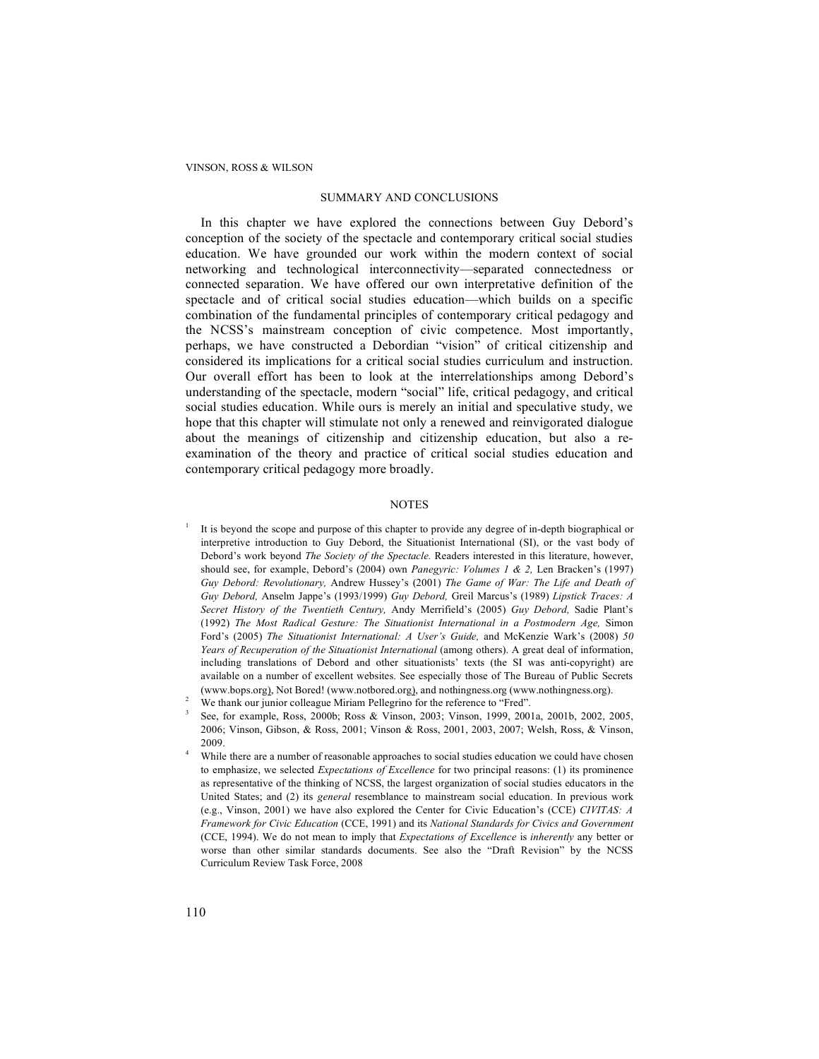## SUMMARY AND CONCLUSIONS

In this chapter we have explored the connections between Guy Debord's conception of the society of the spectacle and contemporary critical social studies education. We have grounded our work within the modern context of social networking and technological interconnectivity—separated connectedness or connected separation. We have offered our own interpretative definition of the spectacle and of critical social studies education—which builds on a specific combination of the fundamental principles of contemporary critical pedagogy and the NCSS's mainstream conception of civic competence. Most importantly, perhaps, we have constructed a Debordian "vision" of critical citizenship and considered its implications for a critical social studies curriculum and instruction. Our overall effort has been to look at the interrelationships among Debord's understanding of the spectacle, modern "social" life, critical pedagogy, and critical social studies education. While ours is merely an initial and speculative study, we hope that this chapter will stimulate not only a renewed and reinvigorated dialogue about the meanings of citizenship and citizenship education, but also a re-examination of the theory and practice of critical social studies education and contemporary critical pedagogy more broadly.

## NOTES

1. It is beyond the scope and purpose of this chapter to provide any degree of in-depth biographical or interpretive introduction to Guy Debord, the Situationist International (SI), or the vast body of Debord's work beyond *The Society of the Spectacle.* Readers interested in this literature, however, should see, for example, Debord's (2004) own *Panegyric: Volumes 1 & 2,* Len Bracken's (1997) *Guy Debord: Revolutionary,* Andrew Hussey's (2001) *The Game of War: The Life and Death of Guy Debord,* Anselm Jappe's (1993/1999) *Guy Debord,* Greil Marcus's (1989) *Lipstick Traces: A Secret History of the Twentieth Century,* Andy Merrifield's (2005) *Guy Debord,* Sadie Plant's (1992) *The Most Radical Gesture: The Situationist International in a Postmodern Age,* Simon Ford's (2005) *The Situationist International: A User's Guide,* and McKenzie Wark's (2008) *50 Years of Recuperation of the Situationist International* (among others). A great deal of information, including translations of Debord and other situationists' texts (the SI was anti-copyright) are available on a number of excellent websites. See especially those of The Bureau of Public Secrets (www.bops.org), Not Bored! (www.notbored.org), and nothingness.org (www.nothingness.org).
2. We thank our junior colleague Miriam Pellegrino for the reference to "Fred".
3. See, for example, Ross, 2000b; Ross & Vinson, 2003; Vinson, 1999, 2001a, 2001b, 2002, 2005, 2006; Vinson, Gibson, & Ross, 2001; Vinson & Ross, 2001, 2003, 2007; Welsh, Ross, & Vinson, 2009.
4. While there are a number of reasonable approaches to social studies education we could have chosen to emphasize, we selected *Expectations of Excellence* for two principal reasons: (1) its prominence as representative of the thinking of NCSS, the largest organization of social studies educators in the United States; and (2) its *general* resemblance to mainstream social education. In previous work (e.g., Vinson, 2001) we have also explored the Center for Civic Education's (CCE) *CIVITAS: A Framework for Civic Education* (CCE, 1991) and its *National Standards for Civics and Government* (CCE, 1994). We do not mean to imply that *Expectations of Excellence* is *inherently* any better or worse than other similar standards documents. See also the "Draft Revision" by the NCSS Curriculum Review Task Force, 2008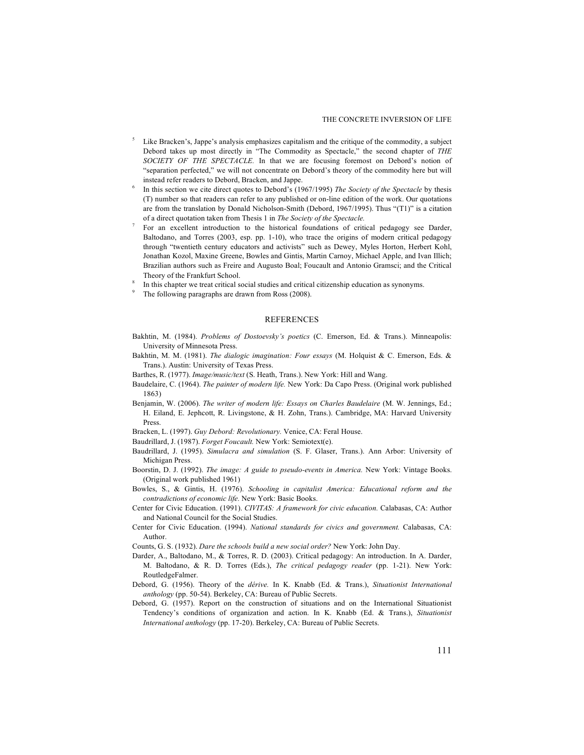[5] Like Bracken's, Jappe's analysis emphasizes capitalism and the critique of the commodity, a subject Debord takes up most directly in "The Commodity as Spectacle," the second chapter of *THE SOCIETY OF THE SPECTACLE.* In that we are focusing foremost on Debord's notion of "separation perfected," we will not concentrate on Debord's theory of the commodity here but will instead refer readers to Debord, Bracken, and Jappe.

[6] In this section we cite direct quotes to Debord's (1967/1995) *The Society of the Spectacle* by thesis (T) number so that readers can refer to any published or on-line edition of the work. Our quotations are from the translation by Donald Nicholson-Smith (Debord, 1967/1995). Thus "(T1)" is a citation of a direct quotation taken from Thesis 1 in *The Society of the Spectacle.*

[7] For an excellent introduction to the historical foundations of critical pedagogy see Darder, Baltodano, and Torres (2003, esp. pp. 1-10), who trace the origins of modern critical pedagogy through "twentieth century educators and activists" such as Dewey, Myles Horton, Herbert Kohl, Jonathan Kozol, Maxine Greene, Bowles and Gintis, Martin Carnoy, Michael Apple, and Ivan Illich; Brazilian authors such as Freire and Augusto Boal; Foucault and Antonio Gramsci; and the Critical Theory of the Frankfurt School.

[8] In this chapter we treat critical social studies and critical citizenship education as synonyms.

[9] The following paragraphs are drawn from Ross (2008).

## REFERENCES

Bakhtin, M. (1984). *Problems of Dostoevsky's poetics* (C. Emerson, Ed. & Trans.). Minneapolis: University of Minnesota Press.

Bakhtin, M. M. (1981). *The dialogic imagination: Four essays* (M. Holquist & C. Emerson, Eds. & Trans.). Austin: University of Texas Press.

Barthes, R. (1977). *Image/music/text* (S. Heath, Trans.). New York: Hill and Wang.

Baudelaire, C. (1964). *The painter of modern life.* New York: Da Capo Press. (Original work published 1863)

Benjamin, W. (2006). *The writer of modern life: Essays on Charles Baudelaire* (M. W. Jennings, Ed.; H. Eiland, E. Jephcott, R. Livingstone, & H. Zohn, Trans.). Cambridge, MA: Harvard University Press.

Bracken, L. (1997). *Guy Debord: Revolutionary.* Venice, CA: Feral House.

Baudrillard, J. (1987). *Forget Foucault.* New York: Semiotext(e).

Baudrillard, J. (1995). *Simulacra and simulation* (S. F. Glaser, Trans.). Ann Arbor: University of Michigan Press.

Boorstin, D. J. (1992). *The image: A guide to pseudo-events in America.* New York: Vintage Books. (Original work published 1961)

Bowles, S., & Gintis, H. (1976). *Schooling in capitalist America: Educational reform and the contradictions of economic life.* New York: Basic Books.

Center for Civic Education. (1991). *CIVITAS: A framework for civic education.* Calabasas, CA: Author and National Council for the Social Studies.

Center for Civic Education. (1994). *National standards for civics and government.* Calabasas, CA: Author.

Counts, G. S. (1932). *Dare the schools build a new social order?* New York: John Day.

Darder, A., Baltodano, M., & Torres, R. D. (2003). Critical pedagogy: An introduction. In A. Darder, M. Baltodano, & R. D. Torres (Eds.), *The critical pedagogy reader* (pp. 1-21). New York: RoutledgeFalmer.

Debord, G. (1956). Theory of the *dérive.* In K. Knabb (Ed. & Trans.), *Situationist International anthology* (pp. 50-54). Berkeley, CA: Bureau of Public Secrets.

Debord, G. (1957). Report on the construction of situations and on the International Situationist Tendency's conditions of organization and action. In K. Knabb (Ed. & Trans.), *Situationist International anthology* (pp. 17-20). Berkeley, CA: Bureau of Public Secrets.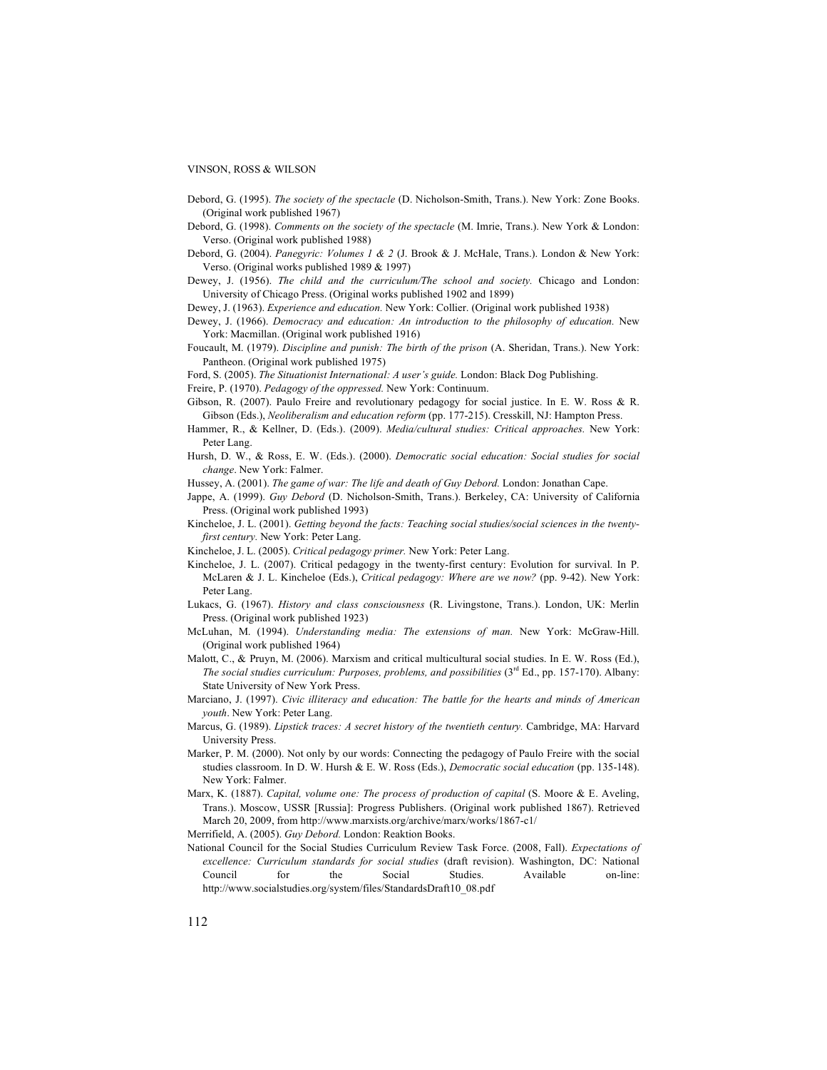Debord, G. (1995). *The society of the spectacle* (D. Nicholson-Smith, Trans.). New York: Zone Books. (Original work published 1967)

Debord, G. (1998). *Comments on the society of the spectacle* (M. Imrie, Trans.). New York & London: Verso. (Original work published 1988)

Debord, G. (2004). *Panegyric: Volumes 1 & 2* (J. Brook & J. McHale, Trans.). London & New York: Verso. (Original works published 1989 & 1997)

Dewey, J. (1956). *The child and the curriculum/The school and society.* Chicago and London: University of Chicago Press. (Original works published 1902 and 1899)

Dewey, J. (1963). *Experience and education.* New York: Collier. (Original work published 1938)

Dewey, J. (1966). *Democracy and education: An introduction to the philosophy of education.* New York: Macmillan. (Original work published 1916)

Foucault, M. (1979). *Discipline and punish: The birth of the prison* (A. Sheridan, Trans.). New York: Pantheon. (Original work published 1975)

Ford, S. (2005). *The Situationist International: A user's guide.* London: Black Dog Publishing.

Freire, P. (1970). *Pedagogy of the oppressed.* New York: Continuum.

Gibson, R. (2007). Paulo Freire and revolutionary pedagogy for social justice. In E. W. Ross & R. Gibson (Eds.), *Neoliberalism and education reform* (pp. 177-215). Cresskill, NJ: Hampton Press.

Hammer, R., & Kellner, D. (Eds.). (2009). *Media/cultural studies: Critical approaches.* New York: Peter Lang.

Hursh, D. W., & Ross, E. W. (Eds.). (2000). *Democratic social education: Social studies for social change*. New York: Falmer.

Hussey, A. (2001). *The game of war: The life and death of Guy Debord.* London: Jonathan Cape.

Jappe, A. (1999). *Guy Debord* (D. Nicholson-Smith, Trans.). Berkeley, CA: University of California Press. (Original work published 1993)

Kincheloe, J. L. (2001). *Getting beyond the facts: Teaching social studies/social sciences in the twenty-first century.* New York: Peter Lang.

Kincheloe, J. L. (2005). *Critical pedagogy primer.* New York: Peter Lang.

Kincheloe, J. L. (2007). Critical pedagogy in the twenty-first century: Evolution for survival. In P. McLaren & J. L. Kincheloe (Eds.), *Critical pedagogy: Where are we now?* (pp. 9-42). New York: Peter Lang.

Lukacs, G. (1967). *History and class consciousness* (R. Livingstone, Trans.). London, UK: Merlin Press. (Original work published 1923)

McLuhan, M. (1994). *Understanding media: The extensions of man.* New York: McGraw-Hill. (Original work published 1964)

Malott, C., & Pruyn, M. (2006). Marxism and critical multicultural social studies. In E. W. Ross (Ed.), *The social studies curriculum: Purposes, problems, and possibilities* (3rd Ed., pp. 157-170). Albany: State University of New York Press.

Marciano, J. (1997). *Civic illiteracy and education: The battle for the hearts and minds of American youth*. New York: Peter Lang.

Marcus, G. (1989). *Lipstick traces: A secret history of the twentieth century.* Cambridge, MA: Harvard University Press.

Marker, P. M. (2000). Not only by our words: Connecting the pedagogy of Paulo Freire with the social studies classroom. In D. W. Hursh & E. W. Ross (Eds.), *Democratic social education* (pp. 135-148). New York: Falmer.

Marx, K. (1887). *Capital, volume one: The process of production of capital* (S. Moore & E. Aveling, Trans.). Moscow, USSR [Russia]: Progress Publishers. (Original work published 1867). Retrieved March 20, 2009, from http://www.marxists.org/archive/marx/works/1867-c1/

Merrifield, A. (2005). *Guy Debord.* London: Reaktion Books.

National Council for the Social Studies Curriculum Review Task Force. (2008, Fall). *Expectations of excellence: Curriculum standards for social studies* (draft revision). Washington, DC: National Council for the Social Studies. Available on-line: http://www.socialstudies.org/system/files/StandardsDraft10_08.pdf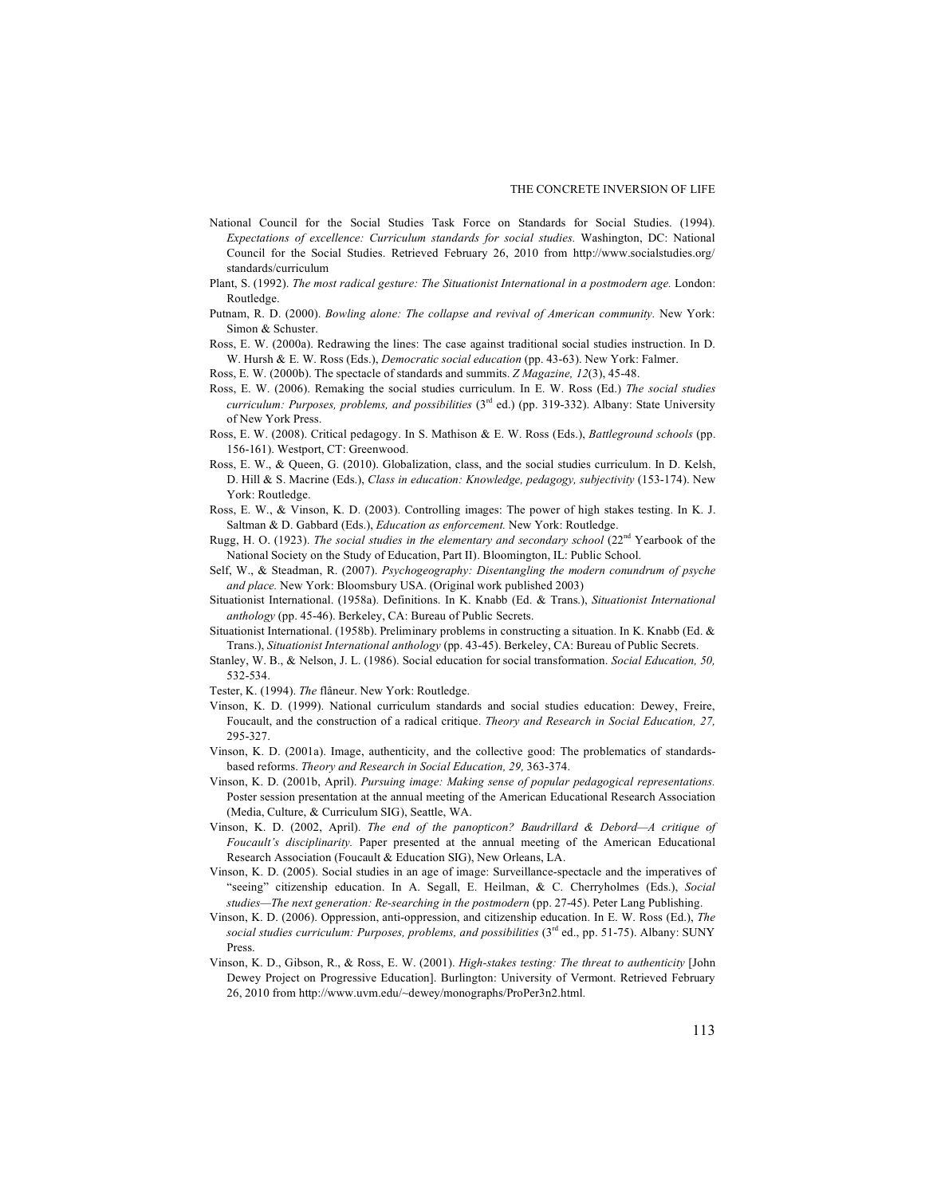National Council for the Social Studies Task Force on Standards for Social Studies. (1994). *Expectations of excellence: Curriculum standards for social studies.* Washington, DC: National Council for the Social Studies. Retrieved February 26, 2010 from http://www.socialstudies.org/standards/curriculum

Plant, S. (1992). *The most radical gesture: The Situationist International in a postmodern age.* London: Routledge.

Putnam, R. D. (2000). *Bowling alone: The collapse and revival of American community.* New York: Simon & Schuster.

Ross, E. W. (2000a). Redrawing the lines: The case against traditional social studies instruction. In D. W. Hursh & E. W. Ross (Eds.), *Democratic social education* (pp. 43-63). New York: Falmer.

Ross, E. W. (2000b). The spectacle of standards and summits. *Z Magazine, 12*(3), 45-48.

Ross, E. W. (2006). Remaking the social studies curriculum. In E. W. Ross (Ed.) *The social studies curriculum: Purposes, problems, and possibilities* (3rd ed.) (pp. 319-332). Albany: State University of New York Press.

Ross, E. W. (2008). Critical pedagogy. In S. Mathison & E. W. Ross (Eds.), *Battleground schools* (pp. 156-161). Westport, CT: Greenwood.

Ross, E. W., & Queen, G. (2010). Globalization, class, and the social studies curriculum. In D. Kelsh, D. Hill & S. Macrine (Eds.), *Class in education: Knowledge, pedagogy, subjectivity* (153-174). New York: Routledge.

Ross, E. W., & Vinson, K. D. (2003). Controlling images: The power of high stakes testing. In K. J. Saltman & D. Gabbard (Eds.), *Education as enforcement.* New York: Routledge.

Rugg, H. O. (1923). *The social studies in the elementary and secondary school* (22nd Yearbook of the National Society on the Study of Education, Part II). Bloomington, IL: Public School.

Self, W., & Steadman, R. (2007). *Psychogeography: Disentangling the modern conundrum of psyche and place.* New York: Bloomsbury USA. (Original work published 2003)

Situationist International. (1958a). Definitions. In K. Knabb (Ed. & Trans.), *Situationist International anthology* (pp. 45-46). Berkeley, CA: Bureau of Public Secrets.

Situationist International. (1958b). Preliminary problems in constructing a situation. In K. Knabb (Ed. & Trans.), *Situationist International anthology* (pp. 43-45). Berkeley, CA: Bureau of Public Secrets.

Stanley, W. B., & Nelson, J. L. (1986). Social education for social transformation. *Social Education, 50,* 532-534.

Tester, K. (1994). *The* flâneur. New York: Routledge.

Vinson, K. D. (1999). National curriculum standards and social studies education: Dewey, Freire, Foucault, and the construction of a radical critique. *Theory and Research in Social Education, 27,* 295-327.

Vinson, K. D. (2001a). Image, authenticity, and the collective good: The problematics of standards-based reforms. *Theory and Research in Social Education, 29,* 363-374.

Vinson, K. D. (2001b, April). *Pursuing image: Making sense of popular pedagogical representations.* Poster session presentation at the annual meeting of the American Educational Research Association (Media, Culture, & Curriculum SIG), Seattle, WA.

Vinson, K. D. (2002, April). *The end of the panopticon? Baudrillard & Debord—A critique of Foucault's disciplinarity.* Paper presented at the annual meeting of the American Educational Research Association (Foucault & Education SIG), New Orleans, LA.

Vinson, K. D. (2005). Social studies in an age of image: Surveillance-spectacle and the imperatives of "seeing" citizenship education. In A. Segall, E. Heilman, & C. Cherryholmes (Eds.), *Social studies—The next generation: Re-searching in the postmodern* (pp. 27-45). Peter Lang Publishing.

Vinson, K. D. (2006). Oppression, anti-oppression, and citizenship education. In E. W. Ross (Ed.), *The social studies curriculum: Purposes, problems, and possibilities* (3rd ed., pp. 51-75). Albany: SUNY Press.

Vinson, K. D., Gibson, R., & Ross, E. W. (2001). *High-stakes testing: The threat to authenticity* [John Dewey Project on Progressive Education]. Burlington: University of Vermont. Retrieved February 26, 2010 from http://www.uvm.edu/~dewey/monographs/ProPer3n2.html.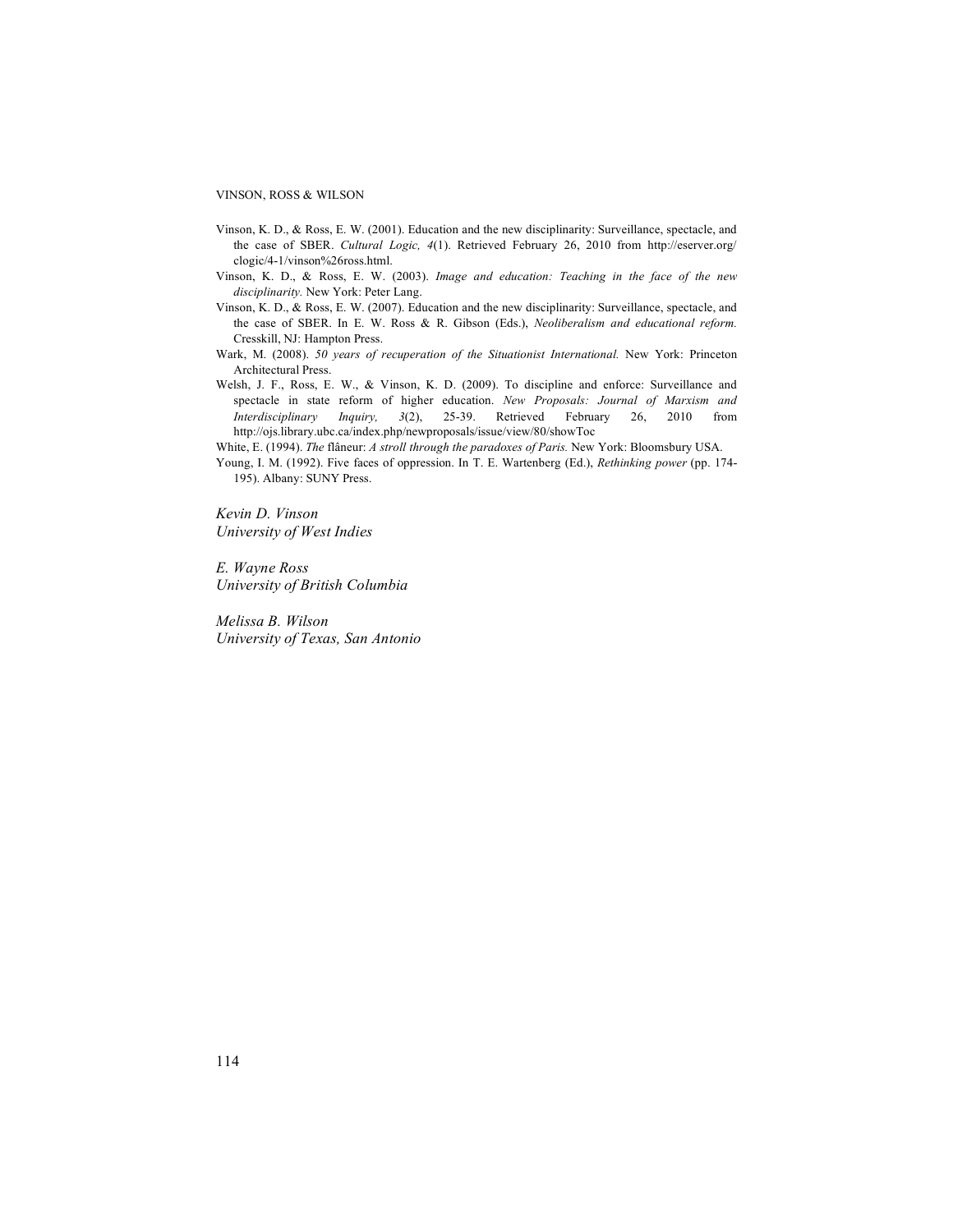Vinson, K. D., & Ross, E. W. (2001). Education and the new disciplinarity: Surveillance, spectacle, and the case of SBER. *Cultural Logic, 4*(1). Retrieved February 26, 2010 from http://eserver.org/clogic/4-1/vinson%26ross.html.

Vinson, K. D., & Ross, E. W. (2003). *Image and education: Teaching in the face of the new disciplinarity.* New York: Peter Lang.

Vinson, K. D., & Ross, E. W. (2007). Education and the new disciplinarity: Surveillance, spectacle, and the case of SBER. In E. W. Ross & R. Gibson (Eds.), *Neoliberalism and educational reform.* Cresskill, NJ: Hampton Press.

Wark, M. (2008). *50 years of recuperation of the Situationist International.* New York: Princeton Architectural Press.

Welsh, J. F., Ross, E. W., & Vinson, K. D. (2009). To discipline and enforce: Surveillance and spectacle in state reform of higher education. *New Proposals: Journal of Marxism and Interdisciplinary Inquiry, 3*(2), 25-39. Retrieved February 26, 2010 from http://ojs.library.ubc.ca/index.php/newproposals/issue/view/80/showToc

White, E. (1994). *The* flâneur: *A stroll through the paradoxes of Paris.* New York: Bloomsbury USA.

Young, I. M. (1992). Five faces of oppression. In T. E. Wartenberg (Ed.), *Rethinking power* (pp. 174-195). Albany: SUNY Press.

*Kevin D. Vinson*
*University of West Indies*

*E. Wayne Ross*
*University of British Columbia*

*Melissa B. Wilson*
*University of Texas, San Antonio*